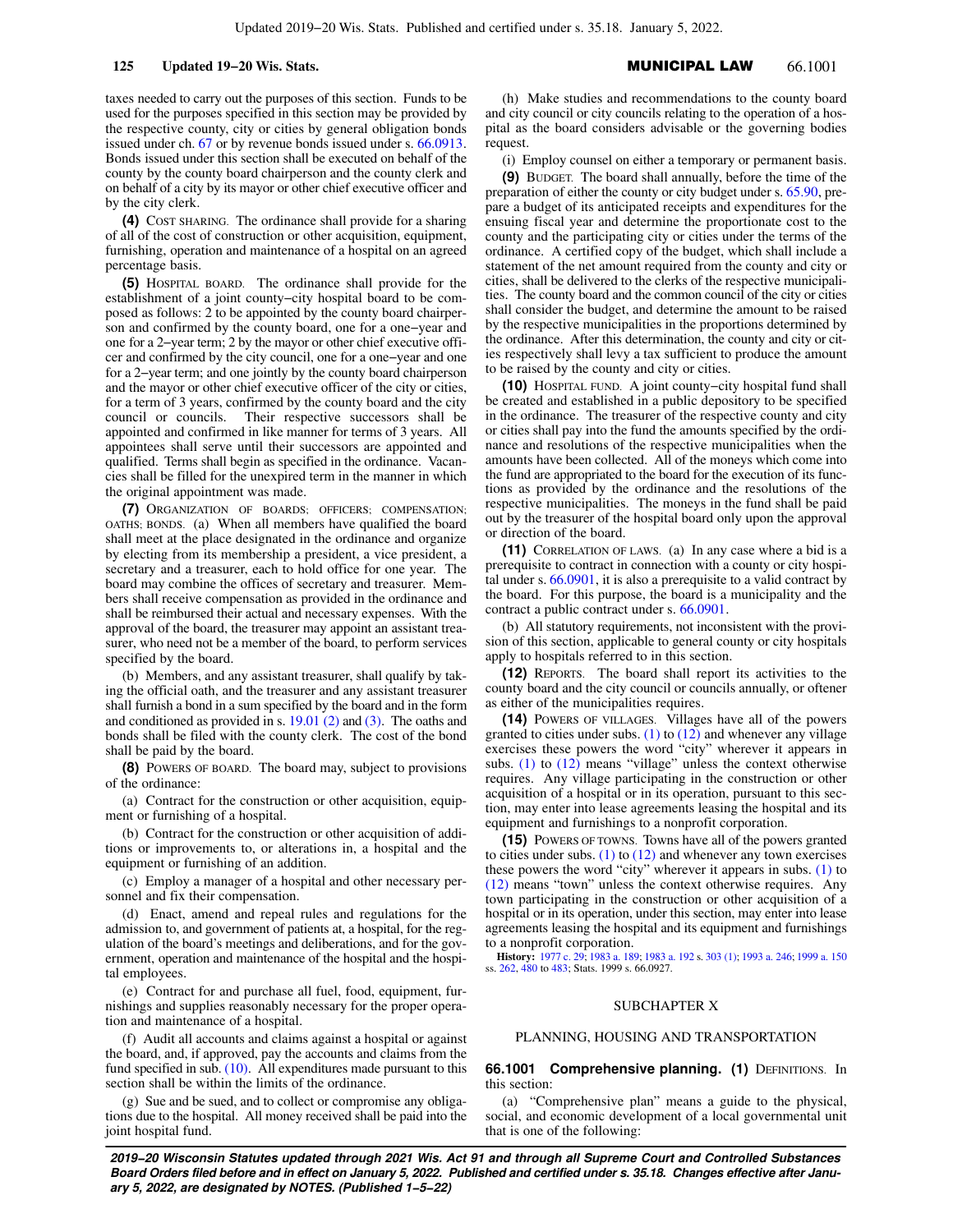taxes needed to carry out the purposes of this section. Funds to be used for the purposes specified in this section may be provided by the respective county, city or cities by general obligation bonds issued under ch. 67 or by revenue bonds issued under s. 66.0913. Bonds issued under this section shall be executed on behalf of the county by the county board chairperson and the county clerk and on behalf of a city by its mayor or other chief executive officer and by the city clerk.

**(4)** COST SHARING. The ordinance shall provide for a sharing of all of the cost of construction or other acquisition, equipment, furnishing, operation and maintenance of a hospital on an agreed percentage basis.

**(5)** HOSPITAL BOARD. The ordinance shall provide for the establishment of a joint county−city hospital board to be composed as follows: 2 to be appointed by the county board chairperson and confirmed by the county board, one for a one−year and one for a 2−year term; 2 by the mayor or other chief executive officer and confirmed by the city council, one for a one−year and one for a 2−year term; and one jointly by the county board chairperson and the mayor or other chief executive officer of the city or cities, for a term of 3 years, confirmed by the county board and the city council or councils. Their respective successors shall be appointed and confirmed in like manner for terms of 3 years. All appointees shall serve until their successors are appointed and qualified. Terms shall begin as specified in the ordinance. Vacancies shall be filled for the unexpired term in the manner in which the original appointment was made.

**(7)** ORGANIZATION OF BOARDS; OFFICERS; COMPENSATION; OATHS; BONDS. (a) When all members have qualified the board shall meet at the place designated in the ordinance and organize by electing from its membership a president, a vice president, a secretary and a treasurer, each to hold office for one year. The board may combine the offices of secretary and treasurer. Members shall receive compensation as provided in the ordinance and shall be reimbursed their actual and necessary expenses. With the approval of the board, the treasurer may appoint an assistant treasurer, who need not be a member of the board, to perform services specified by the board.

(b) Members, and any assistant treasurer, shall qualify by taking the official oath, and the treasurer and any assistant treasurer shall furnish a bond in a sum specified by the board and in the form and conditioned as provided in s. 19.01 (2) and (3). The oaths and bonds shall be filed with the county clerk. The cost of the bond shall be paid by the board.

**(8)** POWERS OF BOARD. The board may, subject to provisions of the ordinance:

(a) Contract for the construction or other acquisition, equipment or furnishing of a hospital.

(b) Contract for the construction or other acquisition of additions or improvements to, or alterations in, a hospital and the equipment or furnishing of an addition.

(c) Employ a manager of a hospital and other necessary personnel and fix their compensation.

(d) Enact, amend and repeal rules and regulations for the admission to, and government of patients at, a hospital, for the regulation of the board's meetings and deliberations, and for the government, operation and maintenance of the hospital and the hospital employees.

(e) Contract for and purchase all fuel, food, equipment, furnishings and supplies reasonably necessary for the proper operation and maintenance of a hospital.

(f) Audit all accounts and claims against a hospital or against the board, and, if approved, pay the accounts and claims from the fund specified in sub. (10). All expenditures made pursuant to this section shall be within the limits of the ordinance.

(g) Sue and be sued, and to collect or compromise any obligations due to the hospital. All money received shall be paid into the joint hospital fund.

(h) Make studies and recommendations to the county board and city council or city councils relating to the operation of a hospital as the board considers advisable or the governing bodies request.

(i) Employ counsel on either a temporary or permanent basis.

**(9)** BUDGET. The board shall annually, before the time of the preparation of either the county or city budget under s. 65.90, prepare a budget of its anticipated receipts and expenditures for the ensuing fiscal year and determine the proportionate cost to the county and the participating city or cities under the terms of the ordinance. A certified copy of the budget, which shall include a statement of the net amount required from the county and city or cities, shall be delivered to the clerks of the respective municipalities. The county board and the common council of the city or cities shall consider the budget, and determine the amount to be raised by the respective municipalities in the proportions determined by the ordinance. After this determination, the county and city or cities respectively shall levy a tax sufficient to produce the amount to be raised by the county and city or cities.

**(10)** HOSPITAL FUND. A joint county−city hospital fund shall be created and established in a public depository to be specified in the ordinance. The treasurer of the respective county and city or cities shall pay into the fund the amounts specified by the ordinance and resolutions of the respective municipalities when the amounts have been collected. All of the moneys which come into the fund are appropriated to the board for the execution of its functions as provided by the ordinance and the resolutions of the respective municipalities. The moneys in the fund shall be paid out by the treasurer of the hospital board only upon the approval or direction of the board.

**(11)** CORRELATION OF LAWS. (a) In any case where a bid is a prerequisite to contract in connection with a county or city hospital under s. 66.0901, it is also a prerequisite to a valid contract by the board. For this purpose, the board is a municipality and the contract a public contract under s. 66.0901.

(b) All statutory requirements, not inconsistent with the provision of this section, applicable to general county or city hospitals apply to hospitals referred to in this section.

**(12)** REPORTS. The board shall report its activities to the county board and the city council or councils annually, or oftener as either of the municipalities requires.

**(14)** POWERS OF VILLAGES. Villages have all of the powers granted to cities under subs. (1) to (12) and whenever any village exercises these powers the word "city" wherever it appears in subs. (1) to (12) means "village" unless the context otherwise requires. Any village participating in the construction or other acquisition of a hospital or in its operation, pursuant to this section, may enter into lease agreements leasing the hospital and its equipment and furnishings to a nonprofit corporation.

**(15)** POWERS OF TOWNS. Towns have all of the powers granted to cities under subs. (1) to (12) and whenever any town exercises these powers the word "city" wherever it appears in subs. (1) to (12) means "town" unless the context otherwise requires. Any town participating in the construction or other acquisition of a hospital or in its operation, under this section, may enter into lease agreements leasing the hospital and its equipment and furnishings to a nonprofit corporation.

**History:** 1977 c. 29; 1983 a. 189; 1983 a. 192 s. 303 (1); 1993 a. 246; 1999 a. 150 ss. 262, 480 to 483; Stats. 1999 s. 66.0927.

## SUBCHAPTER X

## PLANNING, HOUSING AND TRANSPORTATION

**66.1001 Comprehensive planning. (1)** DEFINITIONS. In this section:

(a) "Comprehensive plan" means a guide to the physical, social, and economic development of a local governmental unit that is one of the following: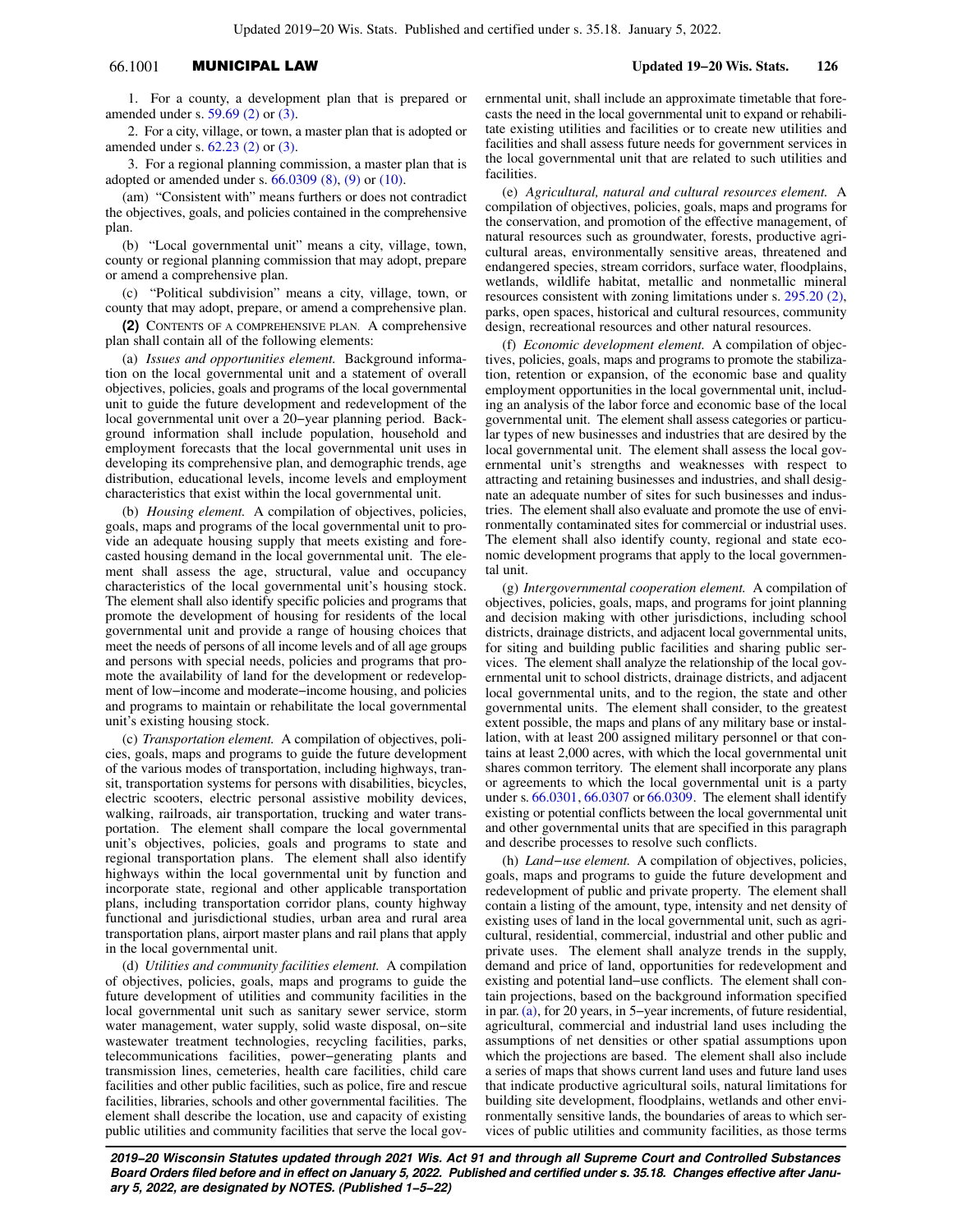1. For a county, a development plan that is prepared or amended under s. 59.69 (2) or (3).

2. For a city, village, or town, a master plan that is adopted or amended under s. 62.23 (2) or (3).

3. For a regional planning commission, a master plan that is adopted or amended under s. 66.0309 (8), (9) or (10).

(am) "Consistent with" means furthers or does not contradict the objectives, goals, and policies contained in the comprehensive plan.

(b) "Local governmental unit" means a city, village, town, county or regional planning commission that may adopt, prepare or amend a comprehensive plan.

(c) "Political subdivision" means a city, village, town, or county that may adopt, prepare, or amend a comprehensive plan.

**(2)** CONTENTS OF A COMPREHENSIVE PLAN. A comprehensive plan shall contain all of the following elements:

(a) *Issues and opportunities element.* Background information on the local governmental unit and a statement of overall objectives, policies, goals and programs of the local governmental unit to guide the future development and redevelopment of the local governmental unit over a 20−year planning period. Background information shall include population, household and employment forecasts that the local governmental unit uses in developing its comprehensive plan, and demographic trends, age distribution, educational levels, income levels and employment characteristics that exist within the local governmental unit.

(b) *Housing element.* A compilation of objectives, policies, goals, maps and programs of the local governmental unit to provide an adequate housing supply that meets existing and forecasted housing demand in the local governmental unit. The element shall assess the age, structural, value and occupancy characteristics of the local governmental unit's housing stock. The element shall also identify specific policies and programs that promote the development of housing for residents of the local governmental unit and provide a range of housing choices that meet the needs of persons of all income levels and of all age groups and persons with special needs, policies and programs that promote the availability of land for the development or redevelopment of low−income and moderate−income housing, and policies and programs to maintain or rehabilitate the local governmental unit's existing housing stock.

(c) *Transportation element.* A compilation of objectives, policies, goals, maps and programs to guide the future development of the various modes of transportation, including highways, transit, transportation systems for persons with disabilities, bicycles, electric scooters, electric personal assistive mobility devices, walking, railroads, air transportation, trucking and water transportation. The element shall compare the local governmental unit's objectives, policies, goals and programs to state and regional transportation plans. The element shall also identify highways within the local governmental unit by function and incorporate state, regional and other applicable transportation plans, including transportation corridor plans, county highway functional and jurisdictional studies, urban area and rural area transportation plans, airport master plans and rail plans that apply in the local governmental unit.

(d) *Utilities and community facilities element.* A compilation of objectives, policies, goals, maps and programs to guide the future development of utilities and community facilities in the local governmental unit such as sanitary sewer service, storm water management, water supply, solid waste disposal, on−site wastewater treatment technologies, recycling facilities, parks, telecommunications facilities, power−generating plants and transmission lines, cemeteries, health care facilities, child care facilities and other public facilities, such as police, fire and rescue facilities, libraries, schools and other governmental facilities. The element shall describe the location, use and capacity of existing public utilities and community facilities that serve the local governmental unit, shall include an approximate timetable that forecasts the need in the local governmental unit to expand or rehabilitate existing utilities and facilities or to create new utilities and facilities and shall assess future needs for government services in the local governmental unit that are related to such utilities and facilities.

(e) *Agricultural, natural and cultural resources element.* A compilation of objectives, policies, goals, maps and programs for the conservation, and promotion of the effective management, of natural resources such as groundwater, forests, productive agricultural areas, environmentally sensitive areas, threatened and endangered species, stream corridors, surface water, floodplains, wetlands, wildlife habitat, metallic and nonmetallic mineral resources consistent with zoning limitations under s. 295.20 (2), parks, open spaces, historical and cultural resources, community design, recreational resources and other natural resources.

(f) *Economic development element.* A compilation of objectives, policies, goals, maps and programs to promote the stabilization, retention or expansion, of the economic base and quality employment opportunities in the local governmental unit, including an analysis of the labor force and economic base of the local governmental unit. The element shall assess categories or particular types of new businesses and industries that are desired by the local governmental unit. The element shall assess the local governmental unit's strengths and weaknesses with respect to attracting and retaining businesses and industries, and shall designate an adequate number of sites for such businesses and industries. The element shall also evaluate and promote the use of environmentally contaminated sites for commercial or industrial uses. The element shall also identify county, regional and state economic development programs that apply to the local governmental unit.

(g) *Intergovernmental cooperation element.* A compilation of objectives, policies, goals, maps, and programs for joint planning and decision making with other jurisdictions, including school districts, drainage districts, and adjacent local governmental units, for siting and building public facilities and sharing public services. The element shall analyze the relationship of the local governmental unit to school districts, drainage districts, and adjacent local governmental units, and to the region, the state and other governmental units. The element shall consider, to the greatest extent possible, the maps and plans of any military base or installation, with at least 200 assigned military personnel or that contains at least 2,000 acres, with which the local governmental unit shares common territory. The element shall incorporate any plans or agreements to which the local governmental unit is a party under s. 66.0301, 66.0307 or 66.0309. The element shall identify existing or potential conflicts between the local governmental unit and other governmental units that are specified in this paragraph and describe processes to resolve such conflicts.

(h) *Land−use element.* A compilation of objectives, policies, goals, maps and programs to guide the future development and redevelopment of public and private property. The element shall contain a listing of the amount, type, intensity and net density of existing uses of land in the local governmental unit, such as agricultural, residential, commercial, industrial and other public and private uses. The element shall analyze trends in the supply, demand and price of land, opportunities for redevelopment and existing and potential land−use conflicts. The element shall contain projections, based on the background information specified in par. (a), for 20 years, in 5−year increments, of future residential, agricultural, commercial and industrial land uses including the assumptions of net densities or other spatial assumptions upon which the projections are based. The element shall also include a series of maps that shows current land uses and future land uses that indicate productive agricultural soils, natural limitations for building site development, floodplains, wetlands and other environmentally sensitive lands, the boundaries of areas to which services of public utilities and community facilities, as those terms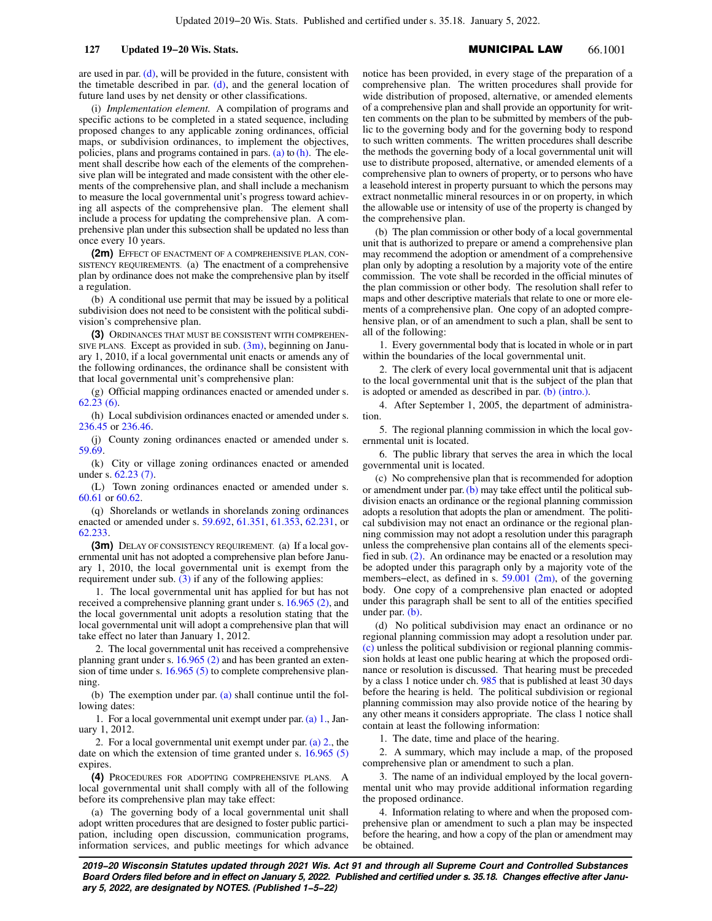are used in par. (d), will be provided in the future, consistent with the timetable described in par. (d), and the general location of future land uses by net density or other classifications.

(i) *Implementation element.* A compilation of programs and specific actions to be completed in a stated sequence, including proposed changes to any applicable zoning ordinances, official maps, or subdivision ordinances, to implement the objectives, policies, plans and programs contained in pars. (a) to (h). The element shall describe how each of the elements of the comprehensive plan will be integrated and made consistent with the other elements of the comprehensive plan, and shall include a mechanism to measure the local governmental unit's progress toward achieving all aspects of the comprehensive plan. The element shall include a process for updating the comprehensive plan. A comprehensive plan under this subsection shall be updated no less than once every 10 years.

**(2m)** EFFECT OF ENACTMENT OF A COMPREHENSIVE PLAN, CONSISTENCY REQUIREMENTS. (a) The enactment of a comprehensive plan by ordinance does not make the comprehensive plan by itself a regulation.

(b) A conditional use permit that may be issued by a political subdivision does not need to be consistent with the political subdivision's comprehensive plan.

**(3)** ORDINANCES THAT MUST BE CONSISTENT WITH COMPREHENSIVE PLANS. Except as provided in sub. (3m), beginning on January 1, 2010, if a local governmental unit enacts or amends any of the following ordinances, the ordinance shall be consistent with that local governmental unit's comprehensive plan:

(g) Official mapping ordinances enacted or amended under s. 62.23 (6).

(h) Local subdivision ordinances enacted or amended under s. 236.45 or 236.46.

(j) County zoning ordinances enacted or amended under s. 59.69.

(k) City or village zoning ordinances enacted or amended under s. 62.23 (7).

(L) Town zoning ordinances enacted or amended under s. 60.61 or 60.62.

(q) Shorelands or wetlands in shorelands zoning ordinances enacted or amended under s. 59.692, 61.351, 61.353, 62.231, or 62.233.

**(3m)** DELAY OF CONSISTENCY REQUIREMENT. (a) If a local governmental unit has not adopted a comprehensive plan before January 1, 2010, the local governmental unit is exempt from the requirement under sub. (3) if any of the following applies:

1. The local governmental unit has applied for but has not received a comprehensive planning grant under s. 16.965 (2), and the local governmental unit adopts a resolution stating that the local governmental unit will adopt a comprehensive plan that will take effect no later than January 1, 2012.

2. The local governmental unit has received a comprehensive planning grant under s. 16.965 (2) and has been granted an extension of time under s. 16.965 (5) to complete comprehensive planning.

(b) The exemption under par. (a) shall continue until the following dates:

1. For a local governmental unit exempt under par. (a) 1., January 1, 2012.

2. For a local governmental unit exempt under par. (a) 2., the date on which the extension of time granted under s. 16.965 (5) expires.

**(4)** PROCEDURES FOR ADOPTING COMPREHENSIVE PLANS. A local governmental unit shall comply with all of the following before its comprehensive plan may take effect:

(a) The governing body of a local governmental unit shall adopt written procedures that are designed to foster public participation, including open discussion, communication programs, information services, and public meetings for which advance notice has been provided, in every stage of the preparation of a comprehensive plan. The written procedures shall provide for wide distribution of proposed, alternative, or amended elements of a comprehensive plan and shall provide an opportunity for written comments on the plan to be submitted by members of the public to the governing body and for the governing body to respond to such written comments. The written procedures shall describe the methods the governing body of a local governmental unit will use to distribute proposed, alternative, or amended elements of a comprehensive plan to owners of property, or to persons who have a leasehold interest in property pursuant to which the persons may extract nonmetallic mineral resources in or on property, in which the allowable use or intensity of use of the property is changed by the comprehensive plan.

(b) The plan commission or other body of a local governmental unit that is authorized to prepare or amend a comprehensive plan may recommend the adoption or amendment of a comprehensive plan only by adopting a resolution by a majority vote of the entire commission. The vote shall be recorded in the official minutes of the plan commission or other body. The resolution shall refer to maps and other descriptive materials that relate to one or more elements of a comprehensive plan. One copy of an adopted comprehensive plan, or of an amendment to such a plan, shall be sent to all of the following:

1. Every governmental body that is located in whole or in part within the boundaries of the local governmental unit.

2. The clerk of every local governmental unit that is adjacent to the local governmental unit that is the subject of the plan that is adopted or amended as described in par. (b) (intro.).

4. After September 1, 2005, the department of administration.

5. The regional planning commission in which the local governmental unit is located.

6. The public library that serves the area in which the local governmental unit is located.

(c) No comprehensive plan that is recommended for adoption or amendment under par. (b) may take effect until the political subdivision enacts an ordinance or the regional planning commission adopts a resolution that adopts the plan or amendment. The political subdivision may not enact an ordinance or the regional planning commission may not adopt a resolution under this paragraph unless the comprehensive plan contains all of the elements specified in sub. (2). An ordinance may be enacted or a resolution may be adopted under this paragraph only by a majority vote of the members−elect, as defined in s. 59.001 (2m), of the governing body. One copy of a comprehensive plan enacted or adopted under this paragraph shall be sent to all of the entities specified under par. (b).

(d) No political subdivision may enact an ordinance or no regional planning commission may adopt a resolution under par. (c) unless the political subdivision or regional planning commission holds at least one public hearing at which the proposed ordinance or resolution is discussed. That hearing must be preceded by a class 1 notice under ch. 985 that is published at least 30 days before the hearing is held. The political subdivision or regional planning commission may also provide notice of the hearing by any other means it considers appropriate. The class 1 notice shall contain at least the following information:

1. The date, time and place of the hearing.

2. A summary, which may include a map, of the proposed comprehensive plan or amendment to such a plan.

3. The name of an individual employed by the local governmental unit who may provide additional information regarding the proposed ordinance.

4. Information relating to where and when the proposed comprehensive plan or amendment to such a plan may be inspected before the hearing, and how a copy of the plan or amendment may be obtained.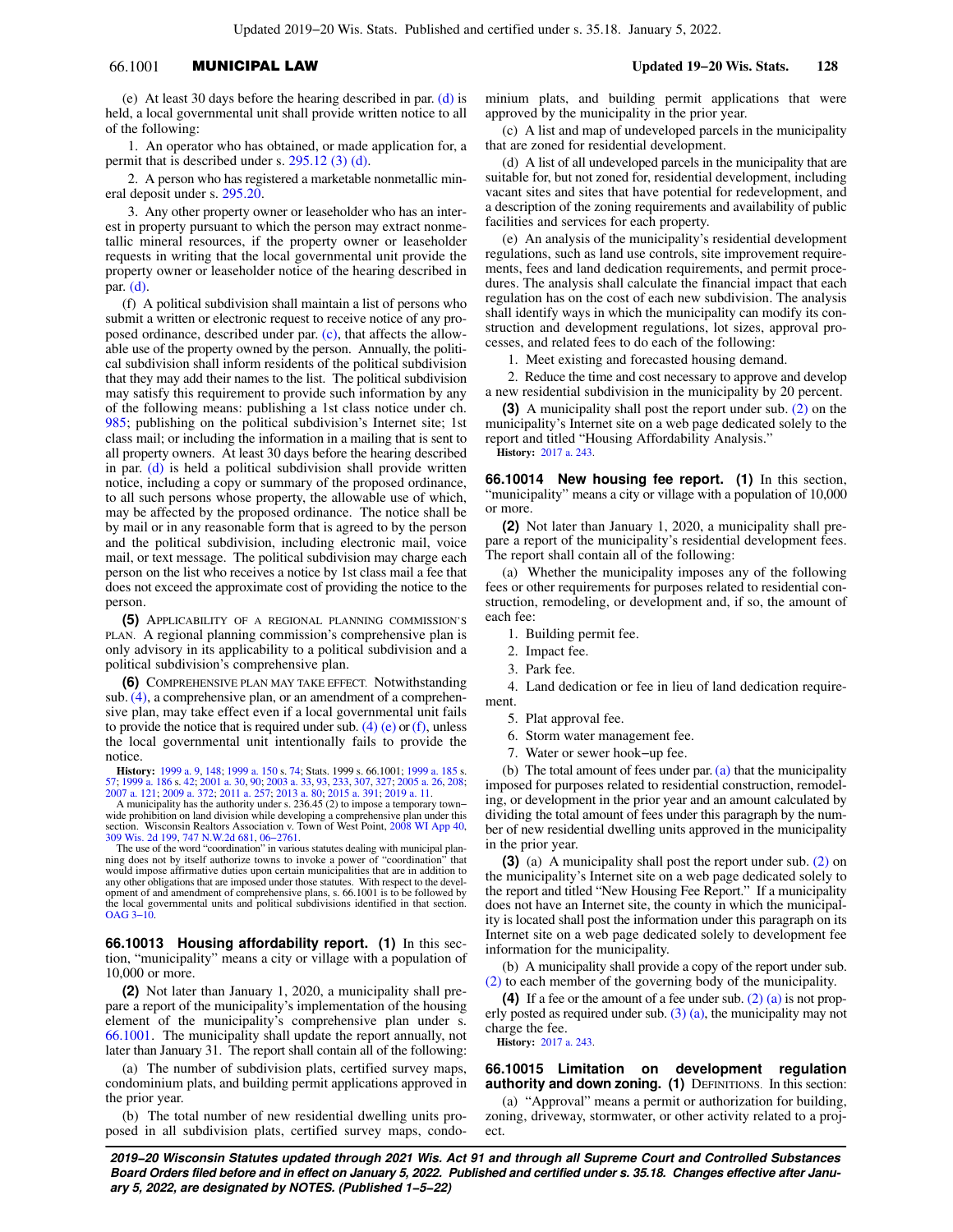(e) At least 30 days before the hearing described in par. (d) is held, a local governmental unit shall provide written notice to all of the following:

1. An operator who has obtained, or made application for, a permit that is described under s. 295.12 (3) (d).

2. A person who has registered a marketable nonmetallic mineral deposit under s. 295.20.

3. Any other property owner or leaseholder who has an interest in property pursuant to which the person may extract nonmetallic mineral resources, if the property owner or leaseholder requests in writing that the local governmental unit provide the property owner or leaseholder notice of the hearing described in par. (d).

(f) A political subdivision shall maintain a list of persons who submit a written or electronic request to receive notice of any proposed ordinance, described under par. (c), that affects the allowable use of the property owned by the person. Annually, the political subdivision shall inform residents of the political subdivision that they may add their names to the list. The political subdivision may satisfy this requirement to provide such information by any of the following means: publishing a 1st class notice under ch. 985; publishing on the political subdivision's Internet site; 1st class mail; or including the information in a mailing that is sent to all property owners. At least 30 days before the hearing described in par. (d) is held a political subdivision shall provide written notice, including a copy or summary of the proposed ordinance, to all such persons whose property, the allowable use of which, may be affected by the proposed ordinance. The notice shall be by mail or in any reasonable form that is agreed to by the person and the political subdivision, including electronic mail, voice mail, or text message. The political subdivision may charge each person on the list who receives a notice by 1st class mail a fee that does not exceed the approximate cost of providing the notice to the person.

**(5)** APPLICABILITY OF A REGIONAL PLANNING COMMISSION'S PLAN. A regional planning commission's comprehensive plan is only advisory in its applicability to a political subdivision and a political subdivision's comprehensive plan.

**(6)** COMPREHENSIVE PLAN MAY TAKE EFFECT. Notwithstanding sub. (4), a comprehensive plan, or an amendment of a comprehensive plan, may take effect even if a local governmental unit fails to provide the notice that is required under sub. (4) (e) or (f), unless the local governmental unit intentionally fails to provide the notice.

**History:** 1999 a. 9, 148; 1999 a. 150 s. 74; Stats. 1999 s. 66.1001; 1999 a. 185 s. 57; 1999 a. 186 s. 42; 2001 a. 30, 90; 2003 a. 33, 93, 233, 307, 327; 2005 a. 26, 208; 2007 a. 121; 2009 a. 372; 2011 a. 257; 2013 a. 80; 2015 a. 391; 2019 a. 11.

A municipality has the authority under s. 236.45 (2) to impose a temporary town–wide prohibition on land division while developing a comprehensive plan under this section. Wisconsin Realtors Association v. Town of West Point, 2008 WI App 40, 309 Wis. 2d 199, 747 N.W.2d 681, 06–2761.

The use of the word "coordination" in various statutes dealing with municipal planning does not by itself authorize towns to invoke a power of "coordination" that would impose affirmative duties upon certain municipalities that are in addition to any other obligations that are imposed under those statutes. With respect to the development of and amendment of comprehensive plans, s. 66.1001 is to be followed by the local governmental units and political subdivisions identified in that section. OAG 3–10.

**66.10013 Housing affordability report. (1)** In this section, "municipality" means a city or village with a population of 10,000 or more.

**(2)** Not later than January 1, 2020, a municipality shall prepare a report of the municipality's implementation of the housing element of the municipality's comprehensive plan under s. 66.1001. The municipality shall update the report annually, not later than January 31. The report shall contain all of the following:

(a) The number of subdivision plats, certified survey maps, condominium plats, and building permit applications approved in the prior year.

(b) The total number of new residential dwelling units proposed in all subdivision plats, certified survey maps, condominium plats, and building permit applications that were approved by the municipality in the prior year.

(c) A list and map of undeveloped parcels in the municipality that are zoned for residential development.

(d) A list of all undeveloped parcels in the municipality that are suitable for, but not zoned for, residential development, including vacant sites and sites that have potential for redevelopment, and a description of the zoning requirements and availability of public facilities and services for each property.

(e) An analysis of the municipality's residential development regulations, such as land use controls, site improvement requirements, fees and land dedication requirements, and permit procedures. The analysis shall calculate the financial impact that each regulation has on the cost of each new subdivision. The analysis shall identify ways in which the municipality can modify its construction and development regulations, lot sizes, approval processes, and related fees to do each of the following:

1. Meet existing and forecasted housing demand.

2. Reduce the time and cost necessary to approve and develop a new residential subdivision in the municipality by 20 percent.

**(3)** A municipality shall post the report under sub. (2) on the municipality's Internet site on a web page dedicated solely to the report and titled "Housing Affordability Analysis."

**History:** 2017 a. 243.

**66.10014 New housing fee report. (1)** In this section, "municipality" means a city or village with a population of 10,000 or more.

**(2)** Not later than January 1, 2020, a municipality shall prepare a report of the municipality's residential development fees. The report shall contain all of the following:

(a) Whether the municipality imposes any of the following fees or other requirements for purposes related to residential construction, remodeling, or development and, if so, the amount of each fee:

1. Building permit fee.

2. Impact fee.

3. Park fee.

4. Land dedication or fee in lieu of land dedication requirement.

5. Plat approval fee.

6. Storm water management fee.

7. Water or sewer hook–up fee.

(b) The total amount of fees under par. (a) that the municipality imposed for purposes related to residential construction, remodeling, or development in the prior year and an amount calculated by dividing the total amount of fees under this paragraph by the number of new residential dwelling units approved in the municipality in the prior year.

**(3)** (a) A municipality shall post the report under sub. (2) on the municipality's Internet site on a web page dedicated solely to the report and titled "New Housing Fee Report." If a municipality does not have an Internet site, the county in which the municipality is located shall post the information under this paragraph on its Internet site on a web page dedicated solely to development fee information for the municipality.

(b) A municipality shall provide a copy of the report under sub. (2) to each member of the governing body of the municipality.

**(4)** If a fee or the amount of a fee under sub. (2) (a) is not properly posted as required under sub. (3) (a), the municipality may not charge the fee.

**History:** 2017 a. 243.

**66.10015 Limitation on development regulation authority and down zoning. (1)** DEFINITIONS. In this section:

(a) "Approval" means a permit or authorization for building, zoning, driveway, stormwater, or other activity related to a project.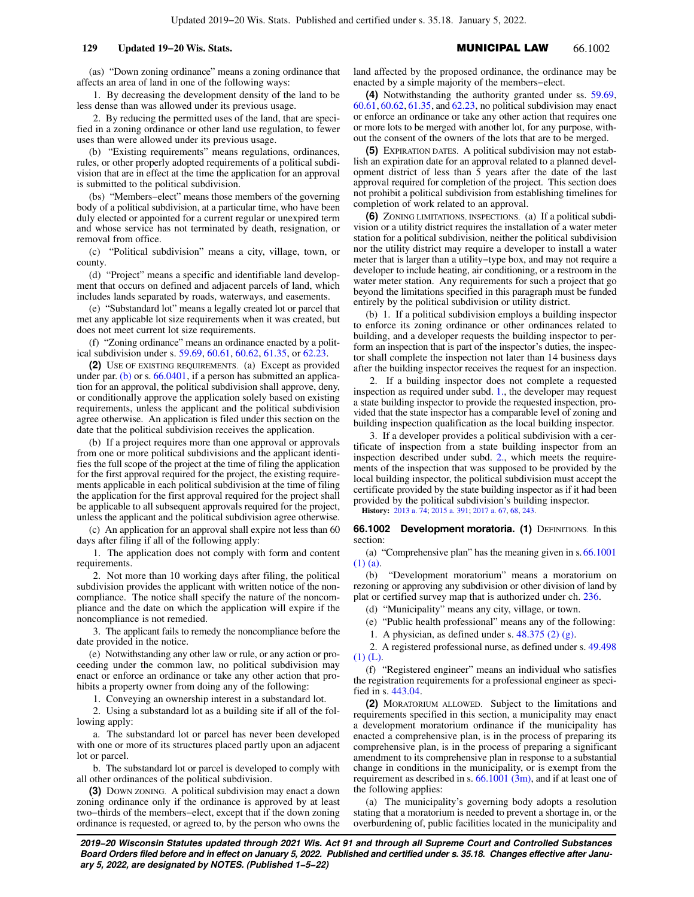(as) "Down zoning ordinance" means a zoning ordinance that affects an area of land in one of the following ways:

1. By decreasing the development density of the land to be less dense than was allowed under its previous usage.

2. By reducing the permitted uses of the land, that are specified in a zoning ordinance or other land use regulation, to fewer uses than were allowed under its previous usage.

(b) "Existing requirements" means regulations, ordinances, rules, or other properly adopted requirements of a political subdivision that are in effect at the time the application for an approval is submitted to the political subdivision.

(bs) "Members−elect" means those members of the governing body of a political subdivision, at a particular time, who have been duly elected or appointed for a current regular or unexpired term and whose service has not terminated by death, resignation, or removal from office.

(c) "Political subdivision" means a city, village, town, or county.

(d) "Project" means a specific and identifiable land development that occurs on defined and adjacent parcels of land, which includes lands separated by roads, waterways, and easements.

(e) "Substandard lot" means a legally created lot or parcel that met any applicable lot size requirements when it was created, but does not meet current lot size requirements.

(f) "Zoning ordinance" means an ordinance enacted by a political subdivision under s. 59.69, 60.61, 60.62, 61.35, or 62.23.

**(2)** USE OF EXISTING REQUIREMENTS. (a) Except as provided under par. (b) or s. 66.0401, if a person has submitted an application for an approval, the political subdivision shall approve, deny, or conditionally approve the application solely based on existing requirements, unless the applicant and the political subdivision agree otherwise. An application is filed under this section on the date that the political subdivision receives the application.

(b) If a project requires more than one approval or approvals from one or more political subdivisions and the applicant identifies the full scope of the project at the time of filing the application for the first approval required for the project, the existing requirements applicable in each political subdivision at the time of filing the application for the first approval required for the project shall be applicable to all subsequent approvals required for the project, unless the applicant and the political subdivision agree otherwise.

(c) An application for an approval shall expire not less than 60 days after filing if all of the following apply:

1. The application does not comply with form and content requirements.

2. Not more than 10 working days after filing, the political subdivision provides the applicant with written notice of the noncompliance. The notice shall specify the nature of the noncompliance and the date on which the application will expire if the noncompliance is not remedied.

3. The applicant fails to remedy the noncompliance before the date provided in the notice.

(e) Notwithstanding any other law or rule, or any action or proceeding under the common law, no political subdivision may enact or enforce an ordinance or take any other action that prohibits a property owner from doing any of the following:

1. Conveying an ownership interest in a substandard lot.

2. Using a substandard lot as a building site if all of the following apply:

a. The substandard lot or parcel has never been developed with one or more of its structures placed partly upon an adjacent lot or parcel.

b. The substandard lot or parcel is developed to comply with all other ordinances of the political subdivision.

**(3)** DOWN ZONING. A political subdivision may enact a down zoning ordinance only if the ordinance is approved by at least two−thirds of the members−elect, except that if the down zoning ordinance is requested, or agreed to, by the person who owns the land affected by the proposed ordinance, the ordinance may be enacted by a simple majority of the members−elect.

**(4)** Notwithstanding the authority granted under ss. 59.69, 60.61, 60.62, 61.35, and 62.23, no political subdivision may enact or enforce an ordinance or take any other action that requires one or more lots to be merged with another lot, for any purpose, without the consent of the owners of the lots that are to be merged.

**(5)** EXPIRATION DATES. A political subdivision may not establish an expiration date for an approval related to a planned development district of less than 5 years after the date of the last approval required for completion of the project. This section does not prohibit a political subdivision from establishing timelines for completion of work related to an approval.

**(6)** ZONING LIMITATIONS, INSPECTIONS. (a) If a political subdivision or a utility district requires the installation of a water meter station for a political subdivision, neither the political subdivision nor the utility district may require a developer to install a water meter that is larger than a utility−type box, and may not require a developer to include heating, air conditioning, or a restroom in the water meter station. Any requirements for such a project that go beyond the limitations specified in this paragraph must be funded entirely by the political subdivision or utility district.

(b) 1. If a political subdivision employs a building inspector to enforce its zoning ordinance or other ordinances related to building, and a developer requests the building inspector to perform an inspection that is part of the inspector's duties, the inspector shall complete the inspection not later than 14 business days after the building inspector receives the request for an inspection.

2. If a building inspector does not complete a requested inspection as required under subd. 1., the developer may request a state building inspector to provide the requested inspection, provided that the state inspector has a comparable level of zoning and building inspection qualification as the local building inspector.

3. If a developer provides a political subdivision with a certificate of inspection from a state building inspector from an inspection described under subd. 2., which meets the requirements of the inspection that was supposed to be provided by the local building inspector, the political subdivision must accept the certificate provided by the state building inspector as if it had been provided by the political subdivision's building inspector.

**History:** 2013 a. 74; 2015 a. 391; 2017 a. 67, 68, 243.

## 66.1002 Development moratoria.

**(1)** DEFINITIONS. In this section:

(a) "Comprehensive plan" has the meaning given in s. 66.1001 (1) (a).

(b) "Development moratorium" means a moratorium on rezoning or approving any subdivision or other division of land by plat or certified survey map that is authorized under ch. 236.

(d) "Municipality" means any city, village, or town.

(e) "Public health professional" means any of the following:

1. A physician, as defined under s. 48.375 (2) (g).

2. A registered professional nurse, as defined under s. 49.498 (1) (L).

(f) "Registered engineer" means an individual who satisfies the registration requirements for a professional engineer as specified in s. 443.04.

**(2)** MORATORIUM ALLOWED. Subject to the limitations and requirements specified in this section, a municipality may enact a development moratorium ordinance if the municipality has enacted a comprehensive plan, is in the process of preparing its comprehensive plan, is in the process of preparing a significant amendment to its comprehensive plan in response to a substantial change in conditions in the municipality, or is exempt from the requirement as described in s. 66.1001 (3m), and if at least one of the following applies:

(a) The municipality's governing body adopts a resolution stating that a moratorium is needed to prevent a shortage in, or the overburdening of, public facilities located in the municipality and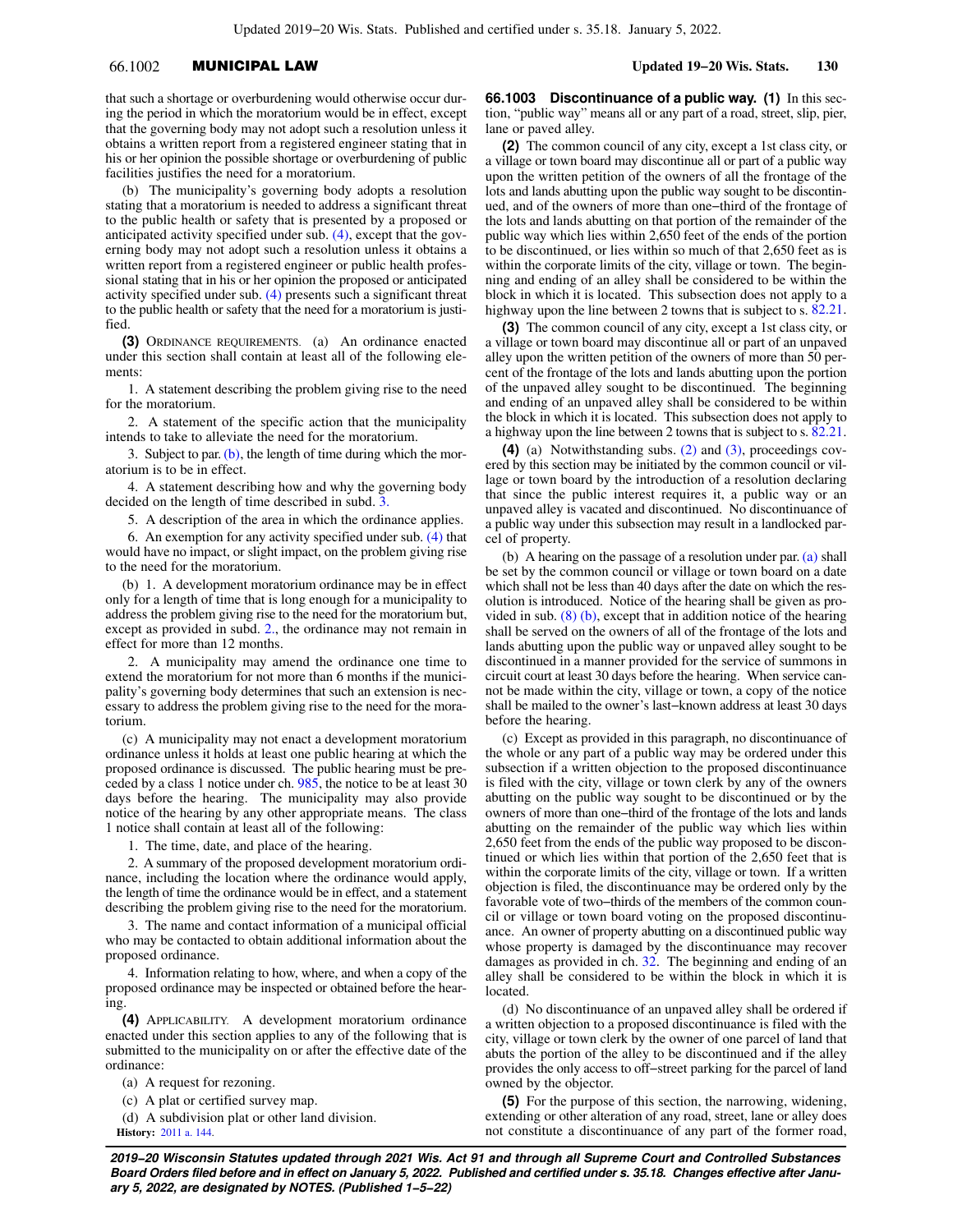that such a shortage or overburdening would otherwise occur during the period in which the moratorium would be in effect, except that the governing body may not adopt such a resolution unless it obtains a written report from a registered engineer stating that in his or her opinion the possible shortage or overburdening of public facilities justifies the need for a moratorium.

(b) The municipality's governing body adopts a resolution stating that a moratorium is needed to address a significant threat to the public health or safety that is presented by a proposed or anticipated activity specified under sub. (4), except that the governing body may not adopt such a resolution unless it obtains a written report from a registered engineer or public health professional stating that in his or her opinion the proposed or anticipated activity specified under sub. (4) presents such a significant threat to the public health or safety that the need for a moratorium is justified.

**(3)** ORDINANCE REQUIREMENTS. (a) An ordinance enacted under this section shall contain at least all of the following elements:

1. A statement describing the problem giving rise to the need for the moratorium.

2. A statement of the specific action that the municipality intends to take to alleviate the need for the moratorium.

3. Subject to par. (b), the length of time during which the moratorium is to be in effect.

4. A statement describing how and why the governing body decided on the length of time described in subd. 3.

5. A description of the area in which the ordinance applies.

6. An exemption for any activity specified under sub. (4) that would have no impact, or slight impact, on the problem giving rise to the need for the moratorium.

(b) 1. A development moratorium ordinance may be in effect only for a length of time that is long enough for a municipality to address the problem giving rise to the need for the moratorium but, except as provided in subd. 2., the ordinance may not remain in effect for more than 12 months.

2. A municipality may amend the ordinance one time to extend the moratorium for not more than 6 months if the municipality's governing body determines that such an extension is necessary to address the problem giving rise to the need for the moratorium.

(c) A municipality may not enact a development moratorium ordinance unless it holds at least one public hearing at which the proposed ordinance is discussed. The public hearing must be preceded by a class 1 notice under ch. 985, the notice to be at least 30 days before the hearing. The municipality may also provide notice of the hearing by any other appropriate means. The class 1 notice shall contain at least all of the following:

1. The time, date, and place of the hearing.

2. A summary of the proposed development moratorium ordinance, including the location where the ordinance would apply, the length of time the ordinance would be in effect, and a statement describing the problem giving rise to the need for the moratorium.

3. The name and contact information of a municipal official who may be contacted to obtain additional information about the proposed ordinance.

4. Information relating to how, where, and when a copy of the proposed ordinance may be inspected or obtained before the hearing.

**(4)** APPLICABILITY. A development moratorium ordinance enacted under this section applies to any of the following that is submitted to the municipality on or after the effective date of the ordinance:

(a) A request for rezoning.

(c) A plat or certified survey map.

(d) A subdivision plat or other land division.

**History:** 2011 a. 144.

**66.1003 Discontinuance of a public way.** **(1)** In this section, "public way" means all or any part of a road, street, slip, pier, lane or paved alley.

**(2)** The common council of any city, except a 1st class city, or a village or town board may discontinue all or part of a public way upon the written petition of the owners of all the frontage of the lots and lands abutting upon the public way sought to be discontinued, and of the owners of more than one−third of the frontage of the lots and lands abutting on that portion of the remainder of the public way which lies within 2,650 feet of the ends of the portion to be discontinued, or lies within so much of that 2,650 feet as is within the corporate limits of the city, village or town. The beginning and ending of an alley shall be considered to be within the block in which it is located. This subsection does not apply to a highway upon the line between 2 towns that is subject to s. 82.21.

**(3)** The common council of any city, except a 1st class city, or a village or town board may discontinue all or part of an unpaved alley upon the written petition of the owners of more than 50 percent of the frontage of the lots and lands abutting upon the portion of the unpaved alley sought to be discontinued. The beginning and ending of an unpaved alley shall be considered to be within the block in which it is located. This subsection does not apply to a highway upon the line between 2 towns that is subject to s. 82.21.

**(4)** (a) Notwithstanding subs. (2) and (3), proceedings covered by this section may be initiated by the common council or village or town board by the introduction of a resolution declaring that since the public interest requires it, a public way or an unpaved alley is vacated and discontinued. No discontinuance of a public way under this subsection may result in a landlocked parcel of property.

(b) A hearing on the passage of a resolution under par. (a) shall be set by the common council or village or town board on a date which shall not be less than 40 days after the date on which the resolution is introduced. Notice of the hearing shall be given as provided in sub. (8) (b), except that in addition notice of the hearing shall be served on the owners of all of the frontage of the lots and lands abutting upon the public way or unpaved alley sought to be discontinued in a manner provided for the service of summons in circuit court at least 30 days before the hearing. When service cannot be made within the city, village or town, a copy of the notice shall be mailed to the owner's last−known address at least 30 days before the hearing.

(c) Except as provided in this paragraph, no discontinuance of the whole or any part of a public way may be ordered under this subsection if a written objection to the proposed discontinuance is filed with the city, village or town clerk by any of the owners abutting on the public way sought to be discontinued or by the owners of more than one−third of the frontage of the lots and lands abutting on the remainder of the public way which lies within 2,650 feet from the ends of the public way proposed to be discontinued or which lies within that portion of the 2,650 feet that is within the corporate limits of the city, village or town. If a written objection is filed, the discontinuance may be ordered only by the favorable vote of two−thirds of the members of the common council or village or town board voting on the proposed discontinuance. An owner of property abutting on a discontinued public way whose property is damaged by the discontinuance may recover damages as provided in ch. 32. The beginning and ending of an alley shall be considered to be within the block in which it is located.

(d) No discontinuance of an unpaved alley shall be ordered if a written objection to a proposed discontinuance is filed with the city, village or town clerk by the owner of one parcel of land that abuts the portion of the alley to be discontinued and if the alley provides the only access to off−street parking for the parcel of land owned by the objector.

**(5)** For the purpose of this section, the narrowing, widening, extending or other alteration of any road, street, lane or alley does not constitute a discontinuance of any part of the former road,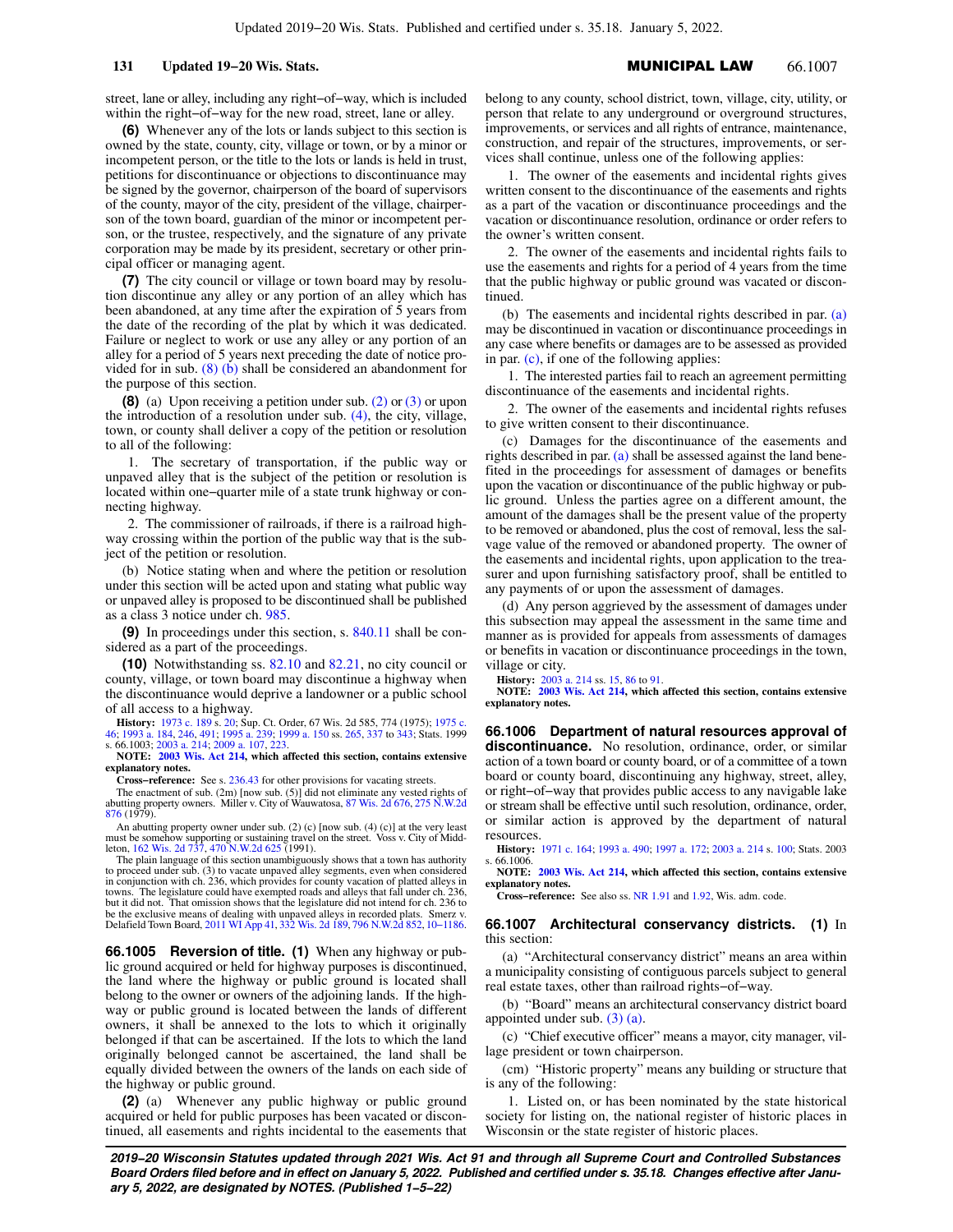street, lane or alley, including any right−of−way, which is included within the right−of−way for the new road, street, lane or alley.

**(6)** Whenever any of the lots or lands subject to this section is owned by the state, county, city, village or town, or by a minor or incompetent person, or the title to the lots or lands is held in trust, petitions for discontinuance or objections to discontinuance may be signed by the governor, chairperson of the board of supervisors of the county, mayor of the city, president of the village, chairperson of the town board, guardian of the minor or incompetent person, or the trustee, respectively, and the signature of any private corporation may be made by its president, secretary or other principal officer or managing agent.

**(7)** The city council or village or town board may by resolution discontinue any alley or any portion of an alley which has been abandoned, at any time after the expiration of 5 years from the date of the recording of the plat by which it was dedicated. Failure or neglect to work or use any alley or any portion of an alley for a period of 5 years next preceding the date of notice provided for in sub. (8) (b) shall be considered an abandonment for the purpose of this section.

**(8)** (a) Upon receiving a petition under sub. (2) or (3) or upon the introduction of a resolution under sub. (4), the city, village, town, or county shall deliver a copy of the petition or resolution to all of the following:

1. The secretary of transportation, if the public way or unpaved alley that is the subject of the petition or resolution is located within one−quarter mile of a state trunk highway or connecting highway.

2. The commissioner of railroads, if there is a railroad highway crossing within the portion of the public way that is the subject of the petition or resolution.

(b) Notice stating when and where the petition or resolution under this section will be acted upon and stating what public way or unpaved alley is proposed to be discontinued shall be published as a class 3 notice under ch. 985.

**(9)** In proceedings under this section, s. 840.11 shall be considered as a part of the proceedings.

**(10)** Notwithstanding ss. 82.10 and 82.21, no city council or county, village, or town board may discontinue a highway when the discontinuance would deprive a landowner or a public school of all access to a highway.

**History:** 1973 c. 189 s. 20; Sup. Ct. Order, 67 Wis. 2d 585, 774 (1975); 1975 c. 46; 1993 a. 184, 246, 491; 1995 a. 239; 1999 a. 150 ss. 265, 337 to 343; Stats. 1999 s. 66.1003; 2003 a. 214; 2009 a. 107, 223.

**NOTE: 2003 Wis. Act 214, which affected this section, contains extensive explanatory notes.**

**Cross−reference:** See s. 236.43 for other provisions for vacating streets.

The enactment of sub. (2m) [now sub. (5)] did not eliminate any vested rights of abutting property owners. Miller v. City of Wauwatosa, 87 Wis. 2d 676, 275 N.W.2d 876 (1979).

An abutting property owner under sub. (2) (c) [now sub. (4) (c)] at the very least must be somehow supporting or sustaining travel on the street. Voss v. City of Middleton, 162 Wis. 2d 737, 470 N.W.2d 625 (1991).

The plain language of this section unambiguously shows that a town has authority to proceed under sub. (3) to vacate unpaved alley segments, even when considered in conjunction with ch. 236, which provides for county vacation of platted alleys in towns. The legislature could have exempted roads and alleys that fall under ch. 236, but it did not. That omission shows that the legislature did not intend for ch. 236 to be the exclusive means of dealing with unpaved alleys in recorded plats. Smerz v. Delafield Town Board, 2011 WI App 41, 332 Wis. 2d 189, 796 N.W.2d 852, 10−1186.

**66.1005 Reversion of title. (1)** When any highway or public ground acquired or held for highway purposes is discontinued, the land where the highway or public ground is located shall belong to the owner or owners of the adjoining lands. If the highway or public ground is located between the lands of different owners, it shall be annexed to the lots to which it originally belonged if that can be ascertained. If the lots to which the land originally belonged cannot be ascertained, the land shall be equally divided between the owners of the lands on each side of the highway or public ground.

**(2)** (a) Whenever any public highway or public ground acquired or held for public purposes has been vacated or discontinued, all easements and rights incidental to the easements that belong to any county, school district, town, village, city, utility, or person that relate to any underground or overground structures, improvements, or services and all rights of entrance, maintenance, construction, and repair of the structures, improvements, or services shall continue, unless one of the following applies:

1. The owner of the easements and incidental rights gives written consent to the discontinuance of the easements and rights as a part of the vacation or discontinuance proceedings and the vacation or discontinuance resolution, ordinance or order refers to the owner's written consent.

2. The owner of the easements and incidental rights fails to use the easements and rights for a period of 4 years from the time that the public highway or public ground was vacated or discontinued.

(b) The easements and incidental rights described in par. (a) may be discontinued in vacation or discontinuance proceedings in any case where benefits or damages are to be assessed as provided in par. (c), if one of the following applies:

1. The interested parties fail to reach an agreement permitting discontinuance of the easements and incidental rights.

2. The owner of the easements and incidental rights refuses to give written consent to their discontinuance.

(c) Damages for the discontinuance of the easements and rights described in par. (a) shall be assessed against the land benefited in the proceedings for assessment of damages or benefits upon the vacation or discontinuance of the public highway or public ground. Unless the parties agree on a different amount, the amount of the damages shall be the present value of the property to be removed or abandoned, plus the cost of removal, less the salvage value of the removed or abandoned property. The owner of the easements and incidental rights, upon application to the treasurer and upon furnishing satisfactory proof, shall be entitled to any payments of or upon the assessment of damages.

(d) Any person aggrieved by the assessment of damages under this subsection may appeal the assessment in the same time and manner as is provided for appeals from assessments of damages or benefits in vacation or discontinuance proceedings in the town, village or city.

**History:** 2003 a. 214 ss. 15, 86 to 91.

**NOTE: 2003 Wis. Act 214, which affected this section, contains extensive explanatory notes.**

**66.1006 Department of natural resources approval of discontinuance.** No resolution, ordinance, order, or similar action of a town board or county board, or of a committee of a town board or county board, discontinuing any highway, street, alley, or right−of−way that provides public access to any navigable lake or stream shall be effective until such resolution, ordinance, order, or similar action is approved by the department of natural resources.

**History:** 1971 c. 164; 1993 a. 490; 1997 a. 172; 2003 a. 214 s. 100; Stats. 2003 s. 66.1006.

**NOTE: 2003 Wis. Act 214, which affected this section, contains extensive explanatory notes.**

**Cross−reference:** See also ss. NR 1.91 and 1.92, Wis. adm. code.

**66.1007 Architectural conservancy districts. (1)** In this section:

(a) "Architectural conservancy district" means an area within a municipality consisting of contiguous parcels subject to general real estate taxes, other than railroad rights−of−way.

(b) "Board" means an architectural conservancy district board appointed under sub. (3) (a).

(c) "Chief executive officer" means a mayor, city manager, village president or town chairperson.

(cm) "Historic property" means any building or structure that is any of the following:

1. Listed on, or has been nominated by the state historical society for listing on, the national register of historic places in Wisconsin or the state register of historic places.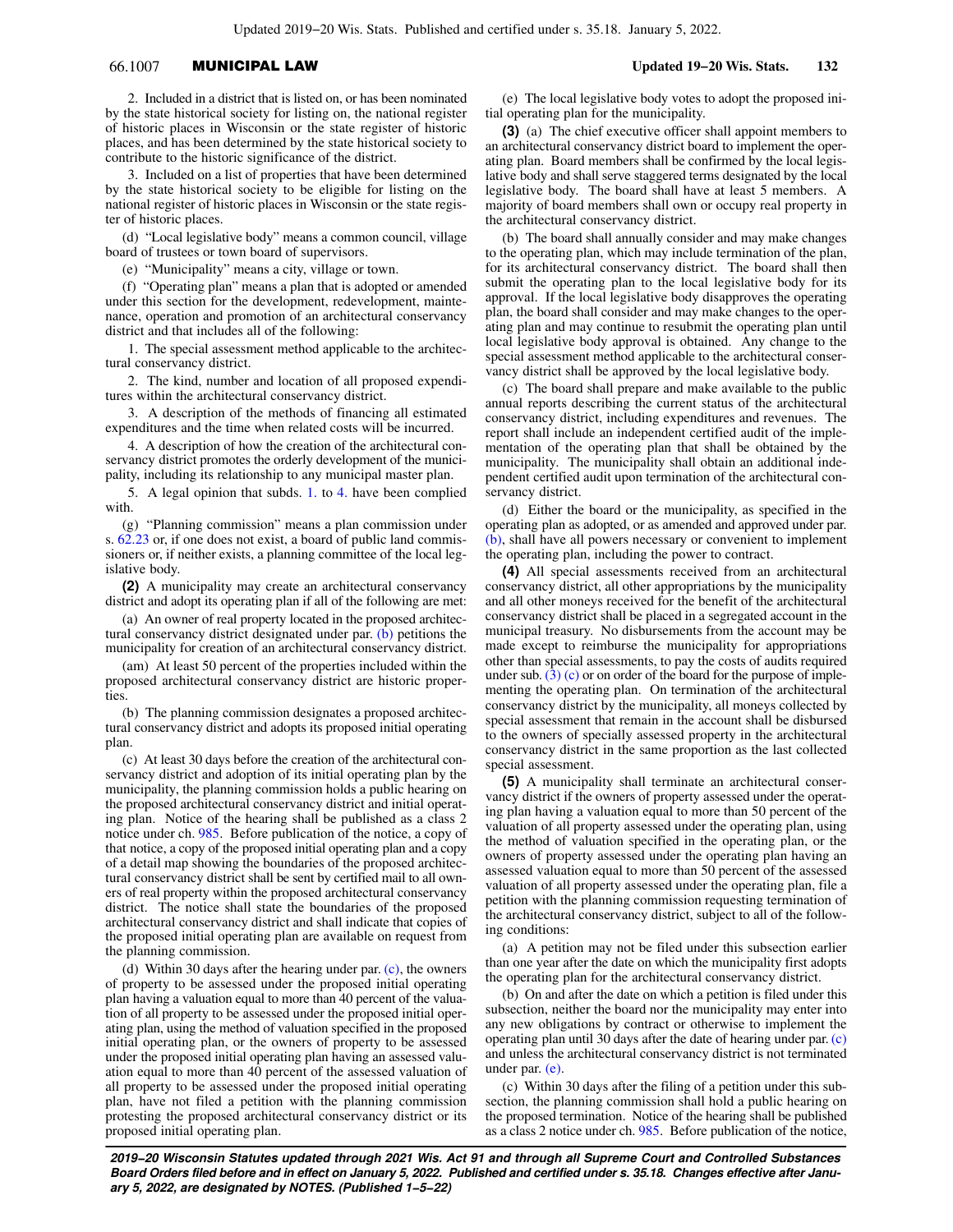2. Included in a district that is listed on, or has been nominated by the state historical society for listing on, the national register of historic places in Wisconsin or the state register of historic places, and has been determined by the state historical society to contribute to the historic significance of the district.

3. Included on a list of properties that have been determined by the state historical society to be eligible for listing on the national register of historic places in Wisconsin or the state register of historic places.

(d) "Local legislative body" means a common council, village board of trustees or town board of supervisors.

(e) "Municipality" means a city, village or town.

(f) "Operating plan" means a plan that is adopted or amended under this section for the development, redevelopment, maintenance, operation and promotion of an architectural conservancy district and that includes all of the following:

1. The special assessment method applicable to the architectural conservancy district.

2. The kind, number and location of all proposed expenditures within the architectural conservancy district.

3. A description of the methods of financing all estimated expenditures and the time when related costs will be incurred.

4. A description of how the creation of the architectural conservancy district promotes the orderly development of the municipality, including its relationship to any municipal master plan.

5. A legal opinion that subds. 1. to 4. have been complied with.

(g) "Planning commission" means a plan commission under s. 62.23 or, if one does not exist, a board of public land commissioners or, if neither exists, a planning committee of the local legislative body.

**(2)** A municipality may create an architectural conservancy district and adopt its operating plan if all of the following are met:

(a) An owner of real property located in the proposed architectural conservancy district designated under par. (b) petitions the municipality for creation of an architectural conservancy district.

(am) At least 50 percent of the properties included within the proposed architectural conservancy district are historic properties.

(b) The planning commission designates a proposed architectural conservancy district and adopts its proposed initial operating plan.

(c) At least 30 days before the creation of the architectural conservancy district and adoption of its initial operating plan by the municipality, the planning commission holds a public hearing on the proposed architectural conservancy district and initial operating plan. Notice of the hearing shall be published as a class 2 notice under ch. 985. Before publication of the notice, a copy of that notice, a copy of the proposed initial operating plan and a copy of a detail map showing the boundaries of the proposed architectural conservancy district shall be sent by certified mail to all owners of real property within the proposed architectural conservancy district. The notice shall state the boundaries of the proposed architectural conservancy district and shall indicate that copies of the proposed initial operating plan are available on request from the planning commission.

(d) Within 30 days after the hearing under par. (c), the owners of property to be assessed under the proposed initial operating plan having a valuation equal to more than 40 percent of the valuation of all property to be assessed under the proposed initial operating plan, using the method of valuation specified in the proposed initial operating plan, or the owners of property to be assessed under the proposed initial operating plan having an assessed valuation equal to more than 40 percent of the assessed valuation of all property to be assessed under the proposed initial operating plan, have not filed a petition with the planning commission protesting the proposed architectural conservancy district or its proposed initial operating plan.

(e) The local legislative body votes to adopt the proposed initial operating plan for the municipality.

**(3)** (a) The chief executive officer shall appoint members to an architectural conservancy district board to implement the operating plan. Board members shall be confirmed by the local legislative body and shall serve staggered terms designated by the local legislative body. The board shall have at least 5 members. A majority of board members shall own or occupy real property in the architectural conservancy district.

(b) The board shall annually consider and may make changes to the operating plan, which may include termination of the plan, for its architectural conservancy district. The board shall then submit the operating plan to the local legislative body for its approval. If the local legislative body disapproves the operating plan, the board shall consider and may make changes to the operating plan and may continue to resubmit the operating plan until local legislative body approval is obtained. Any change to the special assessment method applicable to the architectural conservancy district shall be approved by the local legislative body.

(c) The board shall prepare and make available to the public annual reports describing the current status of the architectural conservancy district, including expenditures and revenues. The report shall include an independent certified audit of the implementation of the operating plan that shall be obtained by the municipality. The municipality shall obtain an additional independent certified audit upon termination of the architectural conservancy district.

(d) Either the board or the municipality, as specified in the operating plan as adopted, or as amended and approved under par. (b), shall have all powers necessary or convenient to implement the operating plan, including the power to contract.

**(4)** All special assessments received from an architectural conservancy district, all other appropriations by the municipality and all other moneys received for the benefit of the architectural conservancy district shall be placed in a segregated account in the municipal treasury. No disbursements from the account may be made except to reimburse the municipality for appropriations other than special assessments, to pay the costs of audits required under sub. (3) (c) or on order of the board for the purpose of implementing the operating plan. On termination of the architectural conservancy district by the municipality, all moneys collected by special assessment that remain in the account shall be disbursed to the owners of specially assessed property in the architectural conservancy district in the same proportion as the last collected special assessment.

**(5)** A municipality shall terminate an architectural conservancy district if the owners of property assessed under the operating plan having a valuation equal to more than 50 percent of the valuation of all property assessed under the operating plan, using the method of valuation specified in the operating plan, or the owners of property assessed under the operating plan having an assessed valuation equal to more than 50 percent of the assessed valuation of all property assessed under the operating plan, file a petition with the planning commission requesting termination of the architectural conservancy district, subject to all of the following conditions:

(a) A petition may not be filed under this subsection earlier than one year after the date on which the municipality first adopts the operating plan for the architectural conservancy district.

(b) On and after the date on which a petition is filed under this subsection, neither the board nor the municipality may enter into any new obligations by contract or otherwise to implement the operating plan until 30 days after the date of hearing under par. (c) and unless the architectural conservancy district is not terminated under par. (e).

(c) Within 30 days after the filing of a petition under this subsection, the planning commission shall hold a public hearing on the proposed termination. Notice of the hearing shall be published as a class 2 notice under ch. 985. Before publication of the notice,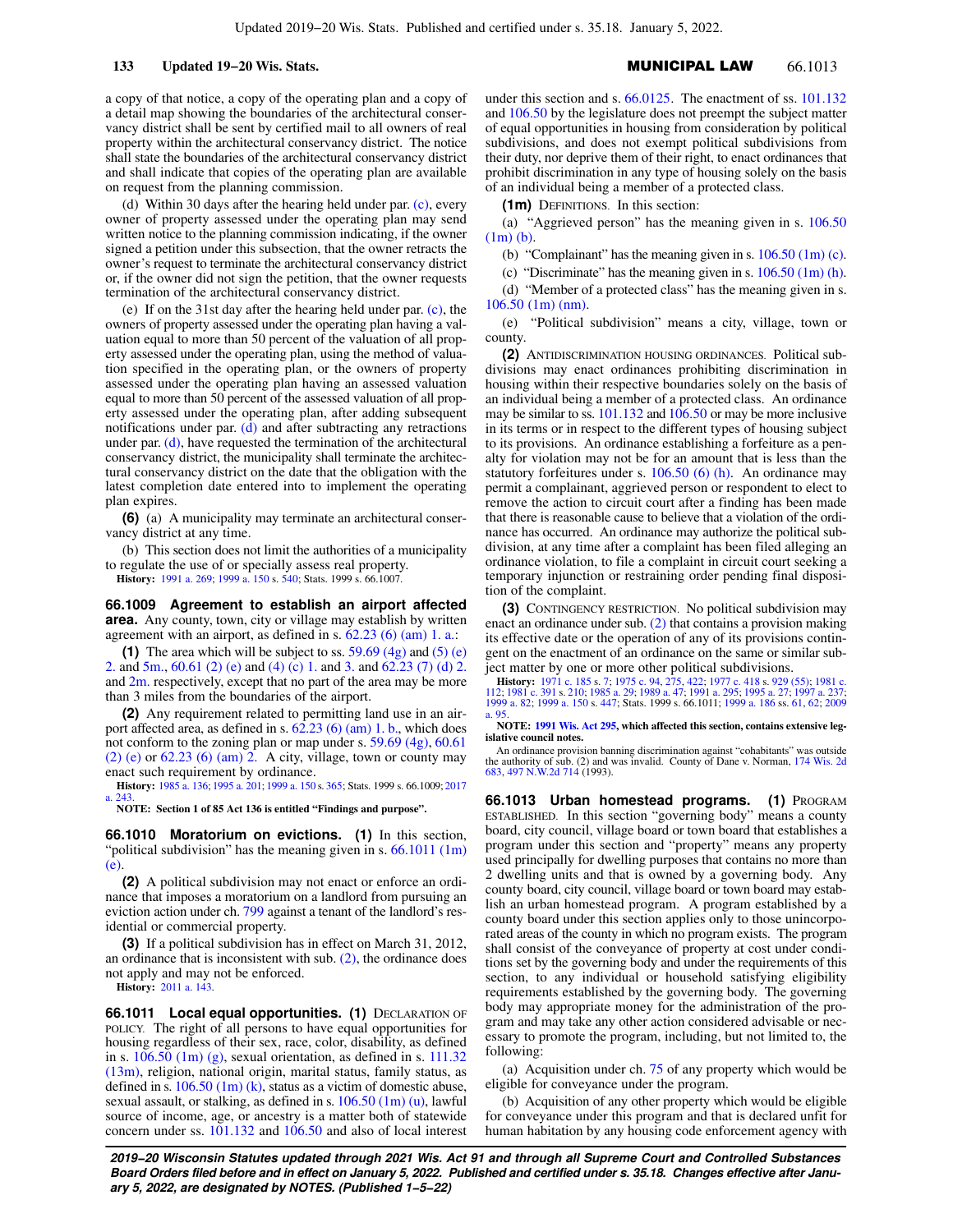a copy of that notice, a copy of the operating plan and a copy of a detail map showing the boundaries of the architectural conservancy district shall be sent by certified mail to all owners of real property within the architectural conservancy district. The notice shall state the boundaries of the architectural conservancy district and shall indicate that copies of the operating plan are available on request from the planning commission.

(d) Within 30 days after the hearing held under par. (c), every owner of property assessed under the operating plan may send written notice to the planning commission indicating, if the owner signed a petition under this subsection, that the owner retracts the owner's request to terminate the architectural conservancy district or, if the owner did not sign the petition, that the owner requests termination of the architectural conservancy district.

(e) If on the 31st day after the hearing held under par. (c), the owners of property assessed under the operating plan having a valuation equal to more than 50 percent of the valuation of all property assessed under the operating plan, using the method of valuation specified in the operating plan, or the owners of property assessed under the operating plan having an assessed valuation equal to more than 50 percent of the assessed valuation of all property assessed under the operating plan, after adding subsequent notifications under par. (d) and after subtracting any retractions under par. (d), have requested the termination of the architectural conservancy district, the municipality shall terminate the architectural conservancy district on the date that the obligation with the latest completion date entered into to implement the operating plan expires.

**(6)** (a) A municipality may terminate an architectural conservancy district at any time.

(b) This section does not limit the authorities of a municipality to regulate the use of or specially assess real property.

**History:** 1991 a. 269; 1999 a. 150 s. 540; Stats. 1999 s. 66.1007.

**66.1009 Agreement to establish an airport affected area.** Any county, town, city or village may establish by written agreement with an airport, as defined in s. 62.23 (6) (am) 1. a.:

**(1)** The area which will be subject to ss. 59.69 (4g) and (5) (e) 2. and 5m., 60.61 (2) (e) and (4) (c) 1. and 3. and 62.23 (7) (d) 2. and 2m. respectively, except that no part of the area may be more than 3 miles from the boundaries of the airport.

**(2)** Any requirement related to permitting land use in an airport affected area, as defined in s. 62.23 (6) (am) 1. b., which does not conform to the zoning plan or map under s. 59.69 (4g), 60.61 (2) (e) or 62.23 (6) (am) 2. A city, village, town or county may enact such requirement by ordinance.

**History:** 1985 a. 136; 1995 a. 201; 1999 a. 150 s. 365; Stats. 1999 s. 66.1009; 2017 a. 243.

**NOTE: Section 1 of 85 Act 136 is entitled "Findings and purpose".**

**66.1010 Moratorium on evictions.** **(1)** In this section, "political subdivision" has the meaning given in s. 66.1011 (1m) (e).

**(2)** A political subdivision may not enact or enforce an ordinance that imposes a moratorium on a landlord from pursuing an eviction action under ch. 799 against a tenant of the landlord's residential or commercial property.

**(3)** If a political subdivision has in effect on March 31, 2012, an ordinance that is inconsistent with sub. (2), the ordinance does not apply and may not be enforced.

**History:** 2011 a. 143.

**66.1011 Local equal opportunities.** **(1)** DECLARATION OF POLICY. The right of all persons to have equal opportunities for housing regardless of their sex, race, color, disability, as defined in s. 106.50 (1m) (g), sexual orientation, as defined in s. 111.32 (13m), religion, national origin, marital status, family status, as defined in s. 106.50 (1m) (k), status as a victim of domestic abuse, sexual assault, or stalking, as defined in s. 106.50 (1m) (u), lawful source of income, age, or ancestry is a matter both of statewide concern under ss. 101.132 and 106.50 and also of local interest under this section and s. 66.0125. The enactment of ss. 101.132 and 106.50 by the legislature does not preempt the subject matter of equal opportunities in housing from consideration by political subdivisions, and does not exempt political subdivisions from their duty, nor deprive them of their right, to enact ordinances that prohibit discrimination in any type of housing solely on the basis of an individual being a member of a protected class.

**(1m)** DEFINITIONS. In this section:

(a) "Aggrieved person" has the meaning given in s. 106.50 (1m) (b).

(b) "Complainant" has the meaning given in s. 106.50 (1m) (c).

(c) "Discriminate" has the meaning given in s. 106.50 (1m) (h).

(d) "Member of a protected class" has the meaning given in s. 106.50 (1m) (nm).

(e) "Political subdivision" means a city, village, town or county.

**(2)** ANTIDISCRIMINATION HOUSING ORDINANCES. Political subdivisions may enact ordinances prohibiting discrimination in housing within their respective boundaries solely on the basis of an individual being a member of a protected class. An ordinance may be similar to ss. 101.132 and 106.50 or may be more inclusive in its terms or in respect to the different types of housing subject to its provisions. An ordinance establishing a forfeiture as a penalty for violation may not be for an amount that is less than the statutory forfeitures under s. 106.50 (6) (h). An ordinance may permit a complainant, aggrieved person or respondent to elect to remove the action to circuit court after a finding has been made that there is reasonable cause to believe that a violation of the ordinance has occurred. An ordinance may authorize the political subdivision, at any time after a complaint has been filed alleging an ordinance violation, to file a complaint in circuit court seeking a temporary injunction or restraining order pending final disposition of the complaint.

**(3)** CONTINGENCY RESTRICTION. No political subdivision may enact an ordinance under sub. (2) that contains a provision making its effective date or the operation of any of its provisions contingent on the enactment of an ordinance on the same or similar subject matter by one or more other political subdivisions.

**History:** 1971 c. 185 s. 7; 1975 c. 94, 275, 422; 1977 c. 418 s. 929 (55); 1981 c. 112; 1981 c. 391 s. 210; 1985 a. 29; 1989 a. 47; 1991 a. 295; 1995 a. 27; 1997 a. 237; 1999 a. 82; 1999 a. 150 s. 447; Stats. 1999 s. 66.1011; 1999 a. 186 ss. 61, 62; 2009 a. 95.

**NOTE: 1991 Wis. Act 295, which affected this section, contains extensive legislative council notes.**

An ordinance provision banning discrimination against "cohabitants" was outside the authority of sub. (2) and was invalid. County of Dane v. Norman, 174 Wis. 2d 683, 497 N.W.2d 714 (1993).

**66.1013 Urban homestead programs.** **(1)** PROGRAM ESTABLISHED. In this section "governing body" means a county board, city council, village board or town board that establishes a program under this section and "property" means any property used principally for dwelling purposes that contains no more than 2 dwelling units and that is owned by a governing body. Any county board, city council, village board or town board may establish an urban homestead program. A program established by a county board under this section applies only to those unincorporated areas of the county in which no program exists. The program shall consist of the conveyance of property at cost under conditions set by the governing body and under the requirements of this section, to any individual or household satisfying eligibility requirements established by the governing body. The governing body may appropriate money for the administration of the program and may take any other action considered advisable or necessary to promote the program, including, but not limited to, the following:

(a) Acquisition under ch. 75 of any property which would be eligible for conveyance under the program.

(b) Acquisition of any other property which would be eligible for conveyance under this program and that is declared unfit for human habitation by any housing code enforcement agency with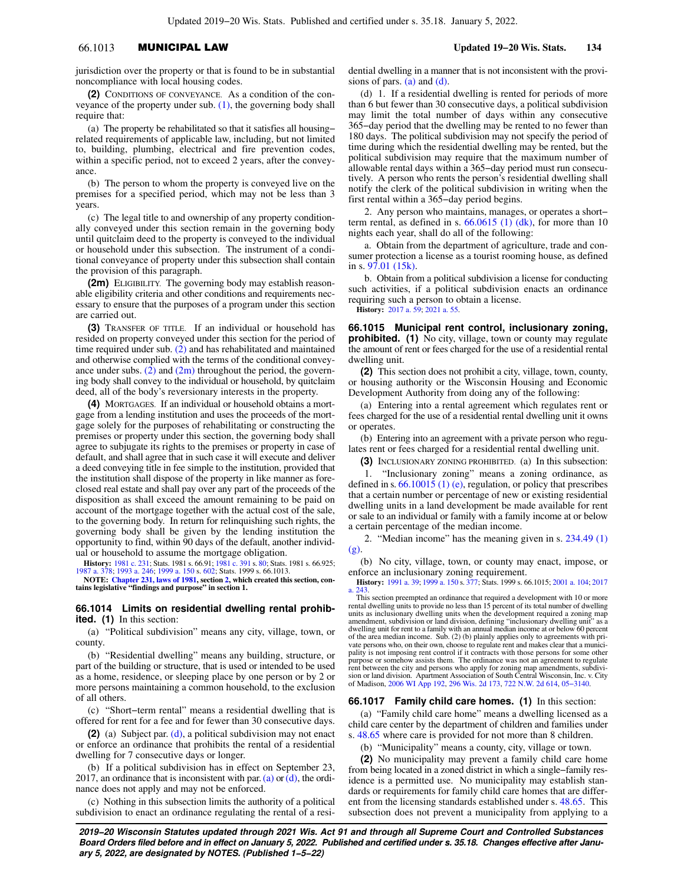jurisdiction over the property or that is found to be in substantial noncompliance with local housing codes.

**(2)** CONDITIONS OF CONVEYANCE. As a condition of the conveyance of the property under sub. (1), the governing body shall require that:

(a) The property be rehabilitated so that it satisfies all housing−related requirements of applicable law, including, but not limited to, building, plumbing, electrical and fire prevention codes, within a specific period, not to exceed 2 years, after the conveyance.

(b) The person to whom the property is conveyed live on the premises for a specified period, which may not be less than 3 years.

(c) The legal title to and ownership of any property conditionally conveyed under this section remain in the governing body until quitclaim deed to the property is conveyed to the individual or household under this subsection. The instrument of a conditional conveyance of property under this subsection shall contain the provision of this paragraph.

**(2m)** ELIGIBILITY. The governing body may establish reasonable eligibility criteria and other conditions and requirements necessary to ensure that the purposes of a program under this section are carried out.

**(3)** TRANSFER OF TITLE. If an individual or household has resided on property conveyed under this section for the period of time required under sub. (2) and has rehabilitated and maintained and otherwise complied with the terms of the conditional conveyance under subs. (2) and (2m) throughout the period, the governing body shall convey to the individual or household, by quitclaim deed, all of the body's reversionary interests in the property.

**(4)** MORTGAGES. If an individual or household obtains a mortgage from a lending institution and uses the proceeds of the mortgage solely for the purposes of rehabilitating or constructing the premises or property under this section, the governing body shall agree to subjugate its rights to the premises or property in case of default, and shall agree that in such case it will execute and deliver a deed conveying title in fee simple to the institution, provided that the institution shall dispose of the property in like manner as foreclosed real estate and shall pay over any part of the proceeds of the disposition as shall exceed the amount remaining to be paid on account of the mortgage together with the actual cost of the sale, to the governing body. In return for relinquishing such rights, the governing body shall be given by the lending institution the opportunity to find, within 90 days of the default, another individual or household to assume the mortgage obligation.

**History:** 1981 c. 231; Stats. 1981 s. 66.91; 1981 c. 391 s. 80; Stats. 1981 s. 66.925; 1987 a. 378; 1993 a. 246; 1999 a. 150 s. 602; Stats. 1999 s. 66.1013.

**NOTE: Chapter 231, laws of 1981, section 2, which created this section, contains legislative "findings and purpose" in section 1.**

## 66.1014 Limits on residential dwelling rental prohibited.

**(1)** In this section:

(a) "Political subdivision" means any city, village, town, or county.

(b) "Residential dwelling" means any building, structure, or part of the building or structure, that is used or intended to be used as a home, residence, or sleeping place by one person or by 2 or more persons maintaining a common household, to the exclusion of all others.

(c) "Short−term rental" means a residential dwelling that is offered for rent for a fee and for fewer than 30 consecutive days.

**(2)** (a) Subject par. (d), a political subdivision may not enact or enforce an ordinance that prohibits the rental of a residential dwelling for 7 consecutive days or longer.

(b) If a political subdivision has in effect on September 23, 2017, an ordinance that is inconsistent with par. (a) or (d), the ordinance does not apply and may not be enforced.

(c) Nothing in this subsection limits the authority of a political subdivision to enact an ordinance regulating the rental of a residential dwelling in a manner that is not inconsistent with the provisions of pars. (a) and (d).

(d) 1. If a residential dwelling is rented for periods of more than 6 but fewer than 30 consecutive days, a political subdivision may limit the total number of days within any consecutive 365−day period that the dwelling may be rented to no fewer than 180 days. The political subdivision may not specify the period of time during which the residential dwelling may be rented, but the political subdivision may require that the maximum number of allowable rental days within a 365−day period must run consecutively. A person who rents the person's residential dwelling shall notify the clerk of the political subdivision in writing when the first rental within a 365−day period begins.

2. Any person who maintains, manages, or operates a short−term rental, as defined in s. 66.0615 (1) (dk), for more than 10 nights each year, shall do all of the following:

a. Obtain from the department of agriculture, trade and consumer protection a license as a tourist rooming house, as defined in s. 97.01 (15k).

b. Obtain from a political subdivision a license for conducting such activities, if a political subdivision enacts an ordinance requiring such a person to obtain a license.

**History:** 2017 a. 59; 2021 a. 55.

## 66.1015 Municipal rent control, inclusionary zoning, prohibited.

**(1)** No city, village, town or county may regulate the amount of rent or fees charged for the use of a residential rental dwelling unit.

**(2)** This section does not prohibit a city, village, town, county, or housing authority or the Wisconsin Housing and Economic Development Authority from doing any of the following:

(a) Entering into a rental agreement which regulates rent or fees charged for the use of a residential rental dwelling unit it owns or operates.

(b) Entering into an agreement with a private person who regulates rent or fees charged for a residential rental dwelling unit.

**(3)** INCLUSIONARY ZONING PROHIBITED. (a) In this subsection:

1. "Inclusionary zoning" means a zoning ordinance, as defined in s. 66.10015 (1) (e), regulation, or policy that prescribes that a certain number or percentage of new or existing residential dwelling units in a land development be made available for rent or sale to an individual or family with a family income at or below a certain percentage of the median income.

2. "Median income" has the meaning given in s. 234.49 (1) (g).

(b) No city, village, town, or county may enact, impose, or enforce an inclusionary zoning requirement.

**History:** 1991 a. 39; 1999 a. 150 s. 377; Stats. 1999 s. 66.1015; 2001 a. 104; 2017 a. 243.

This section preempted an ordinance that required a development with 10 or more rental dwelling units to provide no less than 15 percent of its total number of dwelling units as inclusionary dwelling units when the development required a zoning map amendment, subdivision or land division, defining "inclusionary dwelling unit" as a dwelling unit for rent to a family with an annual median income at or below 60 percent of the area median income. Sub. (2) (b) plainly applies only to agreements with private persons who, on their own, choose to regulate rent and makes clear that a municipality is not imposing rent control if it contracts with those persons for some other purpose or somehow assists them. The ordinance was not an agreement to regulate rent between the city and persons who apply for zoning map amendments, subdivision or land division. Apartment Association of South Central Wisconsin, Inc. v. City of Madison, 2006 WI App 192, 296 Wis. 2d 173, 722 N.W. 2d 614, 05−3140.

## 66.1017 Family child care homes.

**(1)** In this section:

(a) "Family child care home" means a dwelling licensed as a child care center by the department of children and families under s. 48.65 where care is provided for not more than 8 children.

(b) "Municipality" means a county, city, village or town.

**(2)** No municipality may prevent a family child care home from being located in a zoned district in which a single−family residence is a permitted use. No municipality may establish standards or requirements for family child care homes that are different from the licensing standards established under s. 48.65. This subsection does not prevent a municipality from applying to a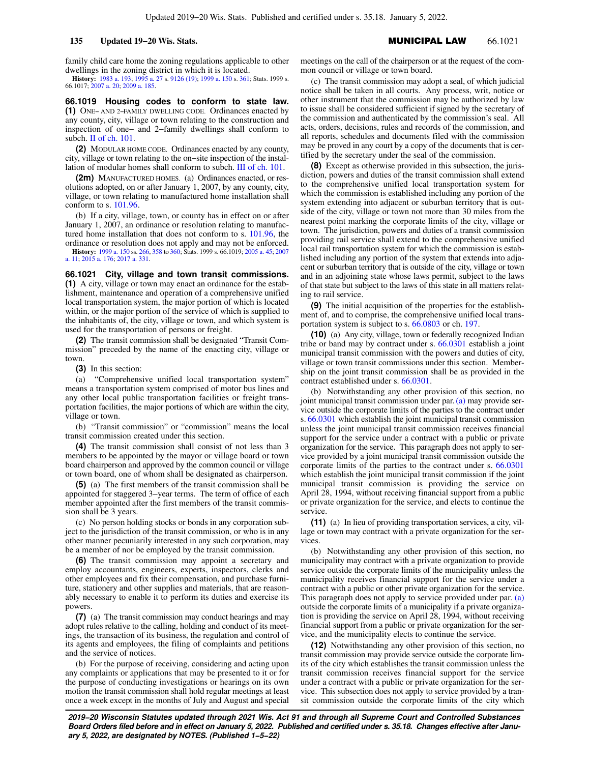family child care home the zoning regulations applicable to other dwellings in the zoning district in which it is located.

**History:** 1983 a. 193; 1995 a. 27 s. 9126 (19); 1999 a. 150 s. 361; Stats. 1999 s. 66.1017; 2007 a. 20; 2009 a. 185.

**66.1019 Housing codes to conform to state law.** **(1)** ONE– AND 2–FAMILY DWELLING CODE. Ordinances enacted by any county, city, village or town relating to the construction and inspection of one− and 2−family dwellings shall conform to subch. II of ch. 101.

**(2)** MODULAR HOME CODE. Ordinances enacted by any county, city, village or town relating to the on−site inspection of the installation of modular homes shall conform to subch. III of ch. 101.

**(2m)** MANUFACTURED HOMES. (a) Ordinances enacted, or resolutions adopted, on or after January 1, 2007, by any county, city, village, or town relating to manufactured home installation shall conform to s. 101.96.

(b) If a city, village, town, or county has in effect on or after January 1, 2007, an ordinance or resolution relating to manufactured home installation that does not conform to s. 101.96, the ordinance or resolution does not apply and may not be enforced.

**History:** 1999 a. 150 ss. 266, 358 to 360; Stats. 1999 s. 66.1019; 2005 a. 45; 2007 a. 11; 2015 a. 176; 2017 a. 331.

**66.1021 City, village and town transit commissions.** **(1)** A city, village or town may enact an ordinance for the establishment, maintenance and operation of a comprehensive unified local transportation system, the major portion of which is located within, or the major portion of the service of which is supplied to the inhabitants of, the city, village or town, and which system is used for the transportation of persons or freight.

**(2)** The transit commission shall be designated "Transit Commission" preceded by the name of the enacting city, village or town.

**(3)** In this section:

(a) "Comprehensive unified local transportation system" means a transportation system comprised of motor bus lines and any other local public transportation facilities or freight transportation facilities, the major portions of which are within the city, village or town.

(b) "Transit commission" or "commission" means the local transit commission created under this section.

**(4)** The transit commission shall consist of not less than 3 members to be appointed by the mayor or village board or town board chairperson and approved by the common council or village or town board, one of whom shall be designated as chairperson.

**(5)** (a) The first members of the transit commission shall be appointed for staggered 3−year terms. The term of office of each member appointed after the first members of the transit commission shall be 3 years.

(c) No person holding stocks or bonds in any corporation subject to the jurisdiction of the transit commission, or who is in any other manner pecuniarily interested in any such corporation, may be a member of nor be employed by the transit commission.

**(6)** The transit commission may appoint a secretary and employ accountants, engineers, experts, inspectors, clerks and other employees and fix their compensation, and purchase furniture, stationery and other supplies and materials, that are reasonably necessary to enable it to perform its duties and exercise its powers.

**(7)** (a) The transit commission may conduct hearings and may adopt rules relative to the calling, holding and conduct of its meetings, the transaction of its business, the regulation and control of its agents and employees, the filing of complaints and petitions and the service of notices.

(b) For the purpose of receiving, considering and acting upon any complaints or applications that may be presented to it or for the purpose of conducting investigations or hearings on its own motion the transit commission shall hold regular meetings at least once a week except in the months of July and August and special meetings on the call of the chairperson or at the request of the common council or village or town board.

(c) The transit commission may adopt a seal, of which judicial notice shall be taken in all courts. Any process, writ, notice or other instrument that the commission may be authorized by law to issue shall be considered sufficient if signed by the secretary of the commission and authenticated by the commission's seal. All acts, orders, decisions, rules and records of the commission, and all reports, schedules and documents filed with the commission may be proved in any court by a copy of the documents that is certified by the secretary under the seal of the commission.

**(8)** Except as otherwise provided in this subsection, the jurisdiction, powers and duties of the transit commission shall extend to the comprehensive unified local transportation system for which the commission is established including any portion of the system extending into adjacent or suburban territory that is outside of the city, village or town not more than 30 miles from the nearest point marking the corporate limits of the city, village or town. The jurisdiction, powers and duties of a transit commission providing rail service shall extend to the comprehensive unified local rail transportation system for which the commission is established including any portion of the system that extends into adjacent or suburban territory that is outside of the city, village or town and in an adjoining state whose laws permit, subject to the laws of that state but subject to the laws of this state in all matters relating to rail service.

**(9)** The initial acquisition of the properties for the establishment of, and to comprise, the comprehensive unified local transportation system is subject to s. 66.0803 or ch. 197.

**(10)** (a) Any city, village, town or federally recognized Indian tribe or band may by contract under s. 66.0301 establish a joint municipal transit commission with the powers and duties of city, village or town transit commissions under this section. Membership on the joint transit commission shall be as provided in the contract established under s. 66.0301.

(b) Notwithstanding any other provision of this section, no joint municipal transit commission under par. (a) may provide service outside the corporate limits of the parties to the contract under s. 66.0301 which establish the joint municipal transit commission unless the joint municipal transit commission receives financial support for the service under a contract with a public or private organization for the service. This paragraph does not apply to service provided by a joint municipal transit commission outside the corporate limits of the parties to the contract under s. 66.0301 which establish the joint municipal transit commission if the joint municipal transit commission is providing the service on April 28, 1994, without receiving financial support from a public or private organization for the service, and elects to continue the service.

**(11)** (a) In lieu of providing transportation services, a city, village or town may contract with a private organization for the services.

(b) Notwithstanding any other provision of this section, no municipality may contract with a private organization to provide service outside the corporate limits of the municipality unless the municipality receives financial support for the service under a contract with a public or other private organization for the service. This paragraph does not apply to service provided under par. (a) outside the corporate limits of a municipality if a private organization is providing the service on April 28, 1994, without receiving financial support from a public or private organization for the service, and the municipality elects to continue the service.

**(12)** Notwithstanding any other provision of this section, no transit commission may provide service outside the corporate limits of the city which establishes the transit commission unless the transit commission receives financial support for the service under a contract with a public or private organization for the service. This subsection does not apply to service provided by a transit commission outside the corporate limits of the city which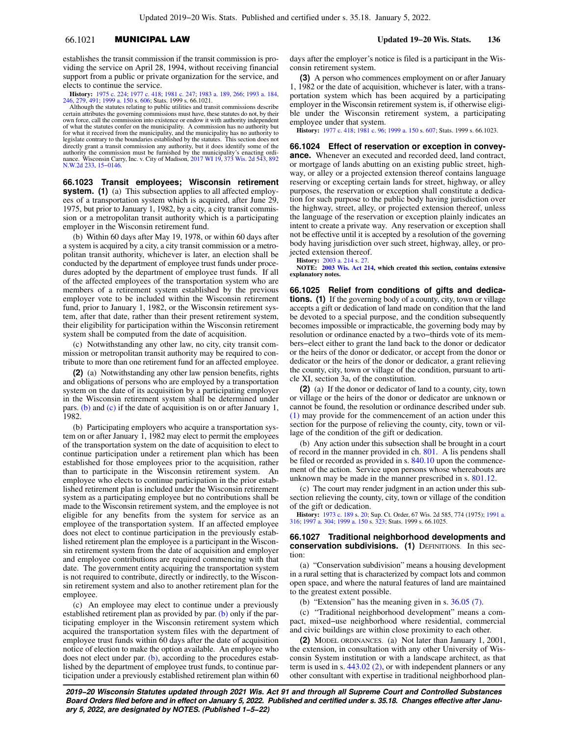establishes the transit commission if the transit commission is providing the service on April 28, 1994, without receiving financial support from a public or private organization for the service, and elects to continue the service.

**History:** 1975 c. 224; 1977 c. 418; 1981 c. 247; 1983 a. 189, 266; 1993 a. 184, 246, 279, 491; 1999 a. 150 s. 606; Stats. 1999 s. 66.1021.

Although the statutes relating to public utilities and transit commissions describe certain attributes the governing commissions must have, these statutes do not, by their own force, call the commission into existence or endow it with authority independent of what the statutes confer on the municipality. A commission has no authority but for what it received from the municipality, and the municipality has no authority to legislate contrary to the boundaries established by the statutes. This section does not directly grant a transit commission any authority, but it does identify some of the authority the commission must be furnished by the municipality's enacting ordinance. Wisconsin Carry, Inc. v. City of Madison, 2017 WI 19, 373 Wis. 2d 543, 892 N.W.2d 233, 15−0146.

**66.1023 Transit employees; Wisconsin retirement system.** **(1)** (a) This subsection applies to all affected employees of a transportation system which is acquired, after June 29, 1975, but prior to January 1, 1982, by a city, a city transit commission or a metropolitan transit authority which is a participating employer in the Wisconsin retirement fund.

(b) Within 60 days after May 19, 1978, or within 60 days after a system is acquired by a city, a city transit commission or a metropolitan transit authority, whichever is later, an election shall be conducted by the department of employee trust funds under procedures adopted by the department of employee trust funds. If all of the affected employees of the transportation system who are members of a retirement system established by the previous employer vote to be included within the Wisconsin retirement fund, prior to January 1, 1982, or the Wisconsin retirement system, after that date, rather than their present retirement system, their eligibility for participation within the Wisconsin retirement system shall be computed from the date of acquisition.

(c) Notwithstanding any other law, no city, city transit commission or metropolitan transit authority may be required to contribute to more than one retirement fund for an affected employee.

**(2)** (a) Notwithstanding any other law pension benefits, rights and obligations of persons who are employed by a transportation system on the date of its acquisition by a participating employer in the Wisconsin retirement system shall be determined under pars. (b) and (c) if the date of acquisition is on or after January 1, 1982.

(b) Participating employers who acquire a transportation system on or after January 1, 1982 may elect to permit the employees of the transportation system on the date of acquisition to elect to continue participation under a retirement plan which has been established for those employees prior to the acquisition, rather than to participate in the Wisconsin retirement system. An employee who elects to continue participation in the prior established retirement plan is included under the Wisconsin retirement system as a participating employee but no contributions shall be made to the Wisconsin retirement system, and the employee is not eligible for any benefits from the system for service as an employee of the transportation system. If an affected employee does not elect to continue participation in the previously established retirement plan the employee is a participant in the Wisconsin retirement system from the date of acquisition and employer and employee contributions are required commencing with that date. The government entity acquiring the transportation system is not required to contribute, directly or indirectly, to the Wisconsin retirement system and also to another retirement plan for the employee.

(c) An employee may elect to continue under a previously established retirement plan as provided by par. (b) only if the participating employer in the Wisconsin retirement system which acquired the transportation system files with the department of employee trust funds within 60 days after the date of acquisition notice of election to make the option available. An employee who does not elect under par. (b), according to the procedures established by the department of employee trust funds, to continue participation under a previously established retirement plan within 60 days after the employer's notice is filed is a participant in the Wisconsin retirement system.

**(3)** A person who commences employment on or after January 1, 1982 or the date of acquisition, whichever is later, with a transportation system which has been acquired by a participating employer in the Wisconsin retirement system is, if otherwise eligible under the Wisconsin retirement system, a participating employee under that system.

**History:** 1977 c. 418; 1981 c. 96; 1999 a. 150 s. 607; Stats. 1999 s. 66.1023.

**66.1024 Effect of reservation or exception in conveyance.** Whenever an executed and recorded deed, land contract, or mortgage of lands abutting on an existing public street, highway, or alley or a projected extension thereof contains language reserving or excepting certain lands for street, highway, or alley purposes, the reservation or exception shall constitute a dedication for such purpose to the public body having jurisdiction over the highway, street, alley, or projected extension thereof, unless the language of the reservation or exception plainly indicates an intent to create a private way. Any reservation or exception shall not be effective until it is accepted by a resolution of the governing body having jurisdiction over such street, highway, alley, or projected extension thereof.

**History:** 2003 a. 214 s. 27.

**NOTE: 2003 Wis. Act 214, which created this section, contains extensive explanatory notes.**

**66.1025 Relief from conditions of gifts and dedications.** **(1)** If the governing body of a county, city, town or village accepts a gift or dedication of land made on condition that the land be devoted to a special purpose, and the condition subsequently becomes impossible or impracticable, the governing body may by resolution or ordinance enacted by a two−thirds vote of its members−elect either to grant the land back to the donor or dedicator or the heirs of the donor or dedicator, or accept from the donor or dedicator or the heirs of the donor or dedicator, a grant relieving the county, city, town or village of the condition, pursuant to article XI, section 3a, of the constitution.

**(2)** (a) If the donor or dedicator of land to a county, city, town or village or the heirs of the donor or dedicator are unknown or cannot be found, the resolution or ordinance described under sub. (1) may provide for the commencement of an action under this section for the purpose of relieving the county, city, town or village of the condition of the gift or dedication.

(b) Any action under this subsection shall be brought in a court of record in the manner provided in ch. 801. A lis pendens shall be filed or recorded as provided in s. 840.10 upon the commencement of the action. Service upon persons whose whereabouts are unknown may be made in the manner prescribed in s. 801.12.

(c) The court may render judgment in an action under this subsection relieving the county, city, town or village of the condition of the gift or dedication.

**History:** 1973 c. 189 s. 20; Sup. Ct. Order, 67 Wis. 2d 585, 774 (1975); 1991 a. 316; 1997 a. 304; 1999 a. 150 s. 323; Stats. 1999 s. 66.1025.

**66.1027 Traditional neighborhood developments and conservation subdivisions.** **(1)** DEFINITIONS. In this section:

(a) "Conservation subdivision" means a housing development in a rural setting that is characterized by compact lots and common open space, and where the natural features of land are maintained to the greatest extent possible.

(b) "Extension" has the meaning given in s. 36.05 (7).

(c) "Traditional neighborhood development" means a compact, mixed−use neighborhood where residential, commercial and civic buildings are within close proximity to each other.

**(2)** MODEL ORDINANCES. (a) Not later than January 1, 2001, the extension, in consultation with any other University of Wisconsin System institution or with a landscape architect, as that term is used in s. 443.02 (2), or with independent planners or any other consultant with expertise in traditional neighborhood plan-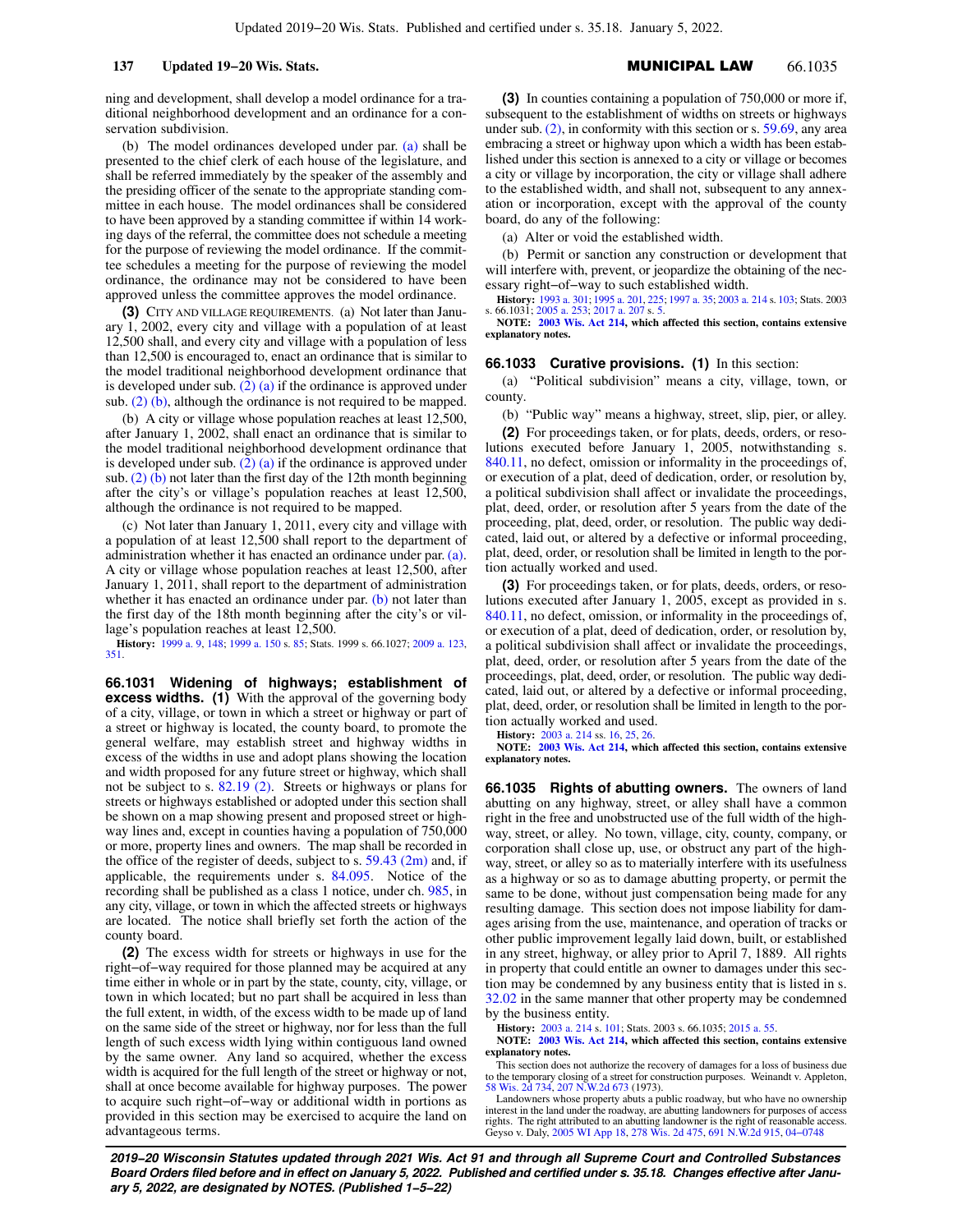ning and development, shall develop a model ordinance for a traditional neighborhood development and an ordinance for a conservation subdivision.

(b) The model ordinances developed under par. (a) shall be presented to the chief clerk of each house of the legislature, and shall be referred immediately by the speaker of the assembly and the presiding officer of the senate to the appropriate standing committee in each house. The model ordinances shall be considered to have been approved by a standing committee if within 14 working days of the referral, the committee does not schedule a meeting for the purpose of reviewing the model ordinance. If the committee schedules a meeting for the purpose of reviewing the model ordinance, the ordinance may not be considered to have been approved unless the committee approves the model ordinance.

**(3)** CITY AND VILLAGE REQUIREMENTS. (a) Not later than January 1, 2002, every city and village with a population of at least 12,500 shall, and every city and village with a population of less than 12,500 is encouraged to, enact an ordinance that is similar to the model traditional neighborhood development ordinance that is developed under sub. (2) (a) if the ordinance is approved under sub. (2) (b), although the ordinance is not required to be mapped.

(b) A city or village whose population reaches at least 12,500, after January 1, 2002, shall enact an ordinance that is similar to the model traditional neighborhood development ordinance that is developed under sub. (2) (a) if the ordinance is approved under sub. (2) (b) not later than the first day of the 12th month beginning after the city's or village's population reaches at least 12,500, although the ordinance is not required to be mapped.

(c) Not later than January 1, 2011, every city and village with a population of at least 12,500 shall report to the department of administration whether it has enacted an ordinance under par. (a). A city or village whose population reaches at least 12,500, after January 1, 2011, shall report to the department of administration whether it has enacted an ordinance under par. (b) not later than the first day of the 18th month beginning after the city's or village's population reaches at least 12,500.

**History:** 1999 a. 9, 148; 1999 a. 150 s. 85; Stats. 1999 s. 66.1027; 2009 a. 123, 351.

**66.1031 Widening of highways; establishment of excess widths. (1)** With the approval of the governing body of a city, village, or town in which a street or highway or part of a street or highway is located, the county board, to promote the general welfare, may establish street and highway widths in excess of the widths in use and adopt plans showing the location and width proposed for any future street or highway, which shall not be subject to s. 82.19 (2). Streets or highways or plans for streets or highways established or adopted under this section shall be shown on a map showing present and proposed street or highway lines and, except in counties having a population of 750,000 or more, property lines and owners. The map shall be recorded in the office of the register of deeds, subject to s. 59.43 (2m) and, if applicable, the requirements under s. 84.095. Notice of the recording shall be published as a class 1 notice, under ch. 985, in any city, village, or town in which the affected streets or highways are located. The notice shall briefly set forth the action of the county board.

**(2)** The excess width for streets or highways in use for the right−of−way required for those planned may be acquired at any time either in whole or in part by the state, county, city, village, or town in which located; but no part shall be acquired in less than the full extent, in width, of the excess width to be made up of land on the same side of the street or highway, nor for less than the full length of such excess width lying within contiguous land owned by the same owner. Any land so acquired, whether the excess width is acquired for the full length of the street or highway or not, shall at once become available for highway purposes. The power to acquire such right−of−way or additional width in portions as provided in this section may be exercised to acquire the land on advantageous terms.

**(3)** In counties containing a population of 750,000 or more if, subsequent to the establishment of widths on streets or highways under sub. (2), in conformity with this section or s. 59.69, any area embracing a street or highway upon which a width has been established under this section is annexed to a city or village or becomes a city or village by incorporation, the city or village shall adhere to the established width, and shall not, subsequent to any annexation or incorporation, except with the approval of the county board, do any of the following:

(a) Alter or void the established width.

(b) Permit or sanction any construction or development that will interfere with, prevent, or jeopardize the obtaining of the necessary right−of−way to such established width.

**History:** 1993 a. 301; 1995 a. 201, 225; 1997 a. 35; 2003 a. 214 s. 103; Stats. 2003 s. 66.1031; 2005 a. 253; 2017 a. 207 s. 5.

**NOTE: 2003 Wis. Act 214, which affected this section, contains extensive explanatory notes.**

**66.1033 Curative provisions. (1)** In this section:

(a) "Political subdivision" means a city, village, town, or county.

(b) "Public way" means a highway, street, slip, pier, or alley.

**(2)** For proceedings taken, or for plats, deeds, orders, or resolutions executed before January 1, 2005, notwithstanding s. 840.11, no defect, omission or informality in the proceedings of, or execution of a plat, deed of dedication, order, or resolution by, a political subdivision shall affect or invalidate the proceedings, plat, deed, order, or resolution after 5 years from the date of the proceeding, plat, deed, order, or resolution. The public way dedicated, laid out, or altered by a defective or informal proceeding, plat, deed, order, or resolution shall be limited in length to the portion actually worked and used.

**(3)** For proceedings taken, or for plats, deeds, orders, or resolutions executed after January 1, 2005, except as provided in s. 840.11, no defect, omission, or informality in the proceedings of, or execution of a plat, deed of dedication, order, or resolution by, a political subdivision shall affect or invalidate the proceedings, plat, deed, order, or resolution after 5 years from the date of the proceedings, plat, deed, order, or resolution. The public way dedicated, laid out, or altered by a defective or informal proceeding, plat, deed, order, or resolution shall be limited in length to the portion actually worked and used.

**History:** 2003 a. 214 ss. 16, 25, 26.

**NOTE: 2003 Wis. Act 214, which affected this section, contains extensive explanatory notes.**

**66.1035 Rights of abutting owners.** The owners of land abutting on any highway, street, or alley shall have a common right in the free and unobstructed use of the full width of the highway, street, or alley. No town, village, city, county, company, or corporation shall close up, use, or obstruct any part of the highway, street, or alley so as to materially interfere with its usefulness as a highway or so as to damage abutting property, or permit the same to be done, without just compensation being made for any resulting damage. This section does not impose liability for damages arising from the use, maintenance, and operation of tracks or other public improvement legally laid down, built, or established in any street, highway, or alley prior to April 7, 1889. All rights in property that could entitle an owner to damages under this section may be condemned by any business entity that is listed in s. 32.02 in the same manner that other property may be condemned by the business entity.

**History:** 2003 a. 214 s. 101; Stats. 2003 s. 66.1035; 2015 a. 55.

**NOTE: 2003 Wis. Act 214, which affected this section, contains extensive explanatory notes.**

This section does not authorize the recovery of damages for a loss of business due to the temporary closing of a street for construction purposes. Weinandt v. Appleton, 58 Wis. 2d 734, 207 N.W.2d 673 (1973).

Landowners whose property abuts a public roadway, but who have no ownership interest in the land under the roadway, are abutting landowners for purposes of access rights. The right attributed to an abutting landowner is the right of reasonable access. Geyso v. Daly, 2005 WI App 18, 278 Wis. 2d 475, 691 N.W.2d 915, 04−0748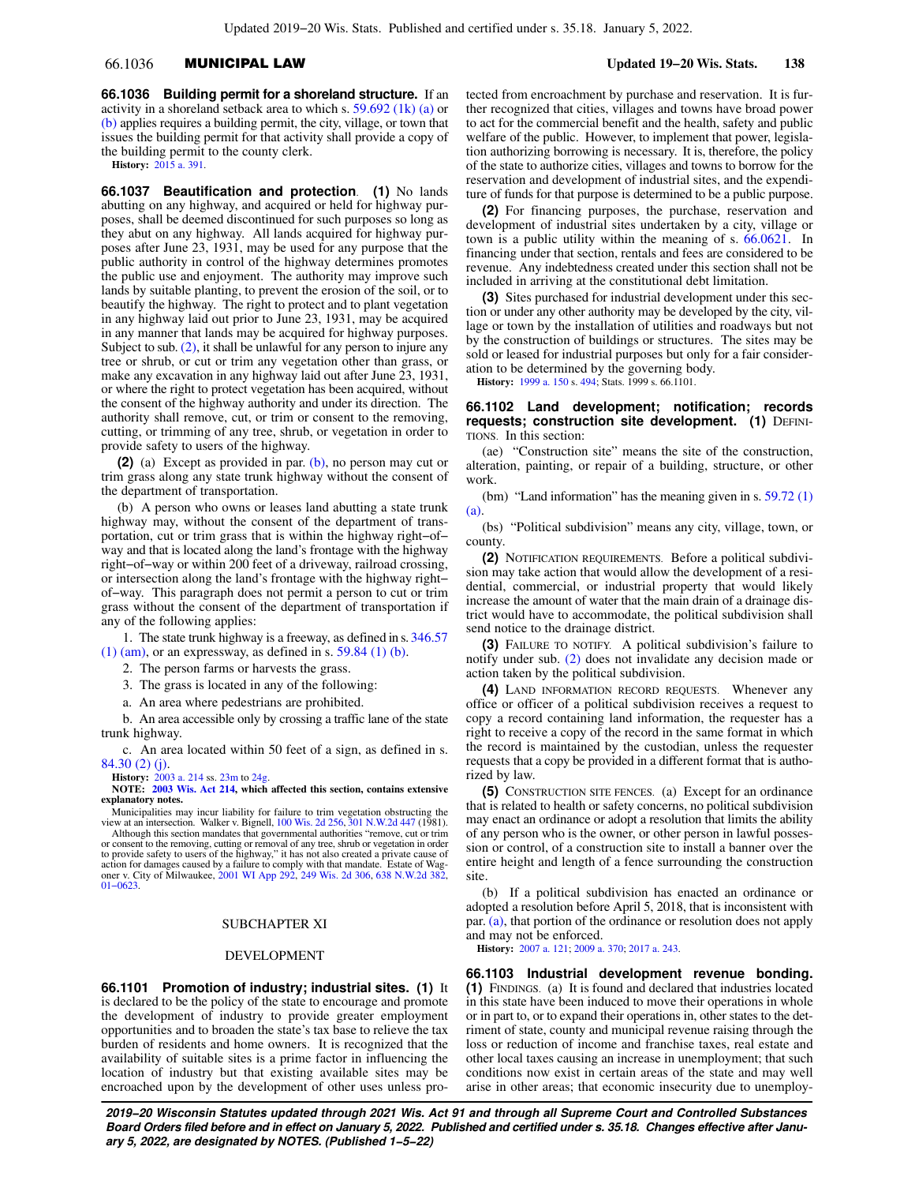**66.1036 Building permit for a shoreland structure.** If an activity in a shoreland setback area to which s. 59.692 (1k) (a) or (b) applies requires a building permit, the city, village, or town that issues the building permit for that activity shall provide a copy of the building permit to the county clerk.

**History:** 2015 a. 391.

**66.1037 Beautification and protection.** **(1)** No lands abutting on any highway, and acquired or held for highway purposes, shall be deemed discontinued for such purposes so long as they abut on any highway. All lands acquired for highway purposes after June 23, 1931, may be used for any purpose that the public authority in control of the highway determines promotes the public use and enjoyment. The authority may improve such lands by suitable planting, to prevent the erosion of the soil, or to beautify the highway. The right to protect and to plant vegetation in any highway laid out prior to June 23, 1931, may be acquired in any manner that lands may be acquired for highway purposes. Subject to sub. (2), it shall be unlawful for any person to injure any tree or shrub, or cut or trim any vegetation other than grass, or make any excavation in any highway laid out after June 23, 1931, or where the right to protect vegetation has been acquired, without the consent of the highway authority and under its direction. The authority shall remove, cut, or trim or consent to the removing, cutting, or trimming of any tree, shrub, or vegetation in order to provide safety to users of the highway.

**(2)** (a) Except as provided in par. (b), no person may cut or trim grass along any state trunk highway without the consent of the department of transportation.

(b) A person who owns or leases land abutting a state trunk highway may, without the consent of the department of transportation, cut or trim grass that is within the highway right−of−way and that is located along the land's frontage with the highway right−of−way or within 200 feet of a driveway, railroad crossing, or intersection along the land's frontage with the highway right−of−way. This paragraph does not permit a person to cut or trim grass without the consent of the department of transportation if any of the following applies:

1. The state trunk highway is a freeway, as defined in s. 346.57 (1) (am), or an expressway, as defined in s. 59.84 (1) (b).

2. The person farms or harvests the grass.

3. The grass is located in any of the following:

a. An area where pedestrians are prohibited.

b. An area accessible only by crossing a traffic lane of the state trunk highway.

c. An area located within 50 feet of a sign, as defined in s. 84.30 (2) (j).

**History:** 2003 a. 214 ss. 23m to 24g.

**NOTE: 2003 Wis. Act 214, which affected this section, contains extensive explanatory notes.**

Municipalities may incur liability for failure to trim vegetation obstructing the view at an intersection. Walker v. Bignell, 100 Wis. 2d 256, 301 N.W.2d 447 (1981).

Although this section mandates that governmental authorities "remove, cut or trim or consent to the removing, cutting or removal of any tree, shrub or vegetation in order to provide safety to users of the highway," it has not also created a private cause of action for damages caused by a failure to comply with that mandate. Estate of Wagoner v. City of Milwaukee, 2001 WI App 292, 249 Wis. 2d 306, 638 N.W.2d 382, 01−0623.

## SUBCHAPTER XI

## DEVELOPMENT

**66.1101 Promotion of industry; industrial sites.** **(1)** It is declared to be the policy of the state to encourage and promote the development of industry to provide greater employment opportunities and to broaden the state's tax base to relieve the tax burden of residents and home owners. It is recognized that the availability of suitable sites is a prime factor in influencing the location of industry but that existing available sites may be encroached upon by the development of other uses unless protected from encroachment by purchase and reservation. It is further recognized that cities, villages and towns have broad power to act for the commercial benefit and the health, safety and public welfare of the public. However, to implement that power, legislation authorizing borrowing is necessary. It is, therefore, the policy of the state to authorize cities, villages and towns to borrow for the reservation and development of industrial sites, and the expenditure of funds for that purpose is determined to be a public purpose.

**(2)** For financing purposes, the purchase, reservation and development of industrial sites undertaken by a city, village or town is a public utility within the meaning of s. 66.0621. In financing under that section, rentals and fees are considered to be revenue. Any indebtedness created under this section shall not be included in arriving at the constitutional debt limitation.

**(3)** Sites purchased for industrial development under this section or under any other authority may be developed by the city, village or town by the installation of utilities and roadways but not by the construction of buildings or structures. The sites may be sold or leased for industrial purposes but only for a fair consideration to be determined by the governing body.

**History:** 1999 a. 150 s. 494; Stats. 1999 s. 66.1101.

**66.1102 Land development; notification; records requests; construction site development.** **(1)** DEFINITIONS. In this section:

(ae) "Construction site" means the site of the construction, alteration, painting, or repair of a building, structure, or other work.

(bm) "Land information" has the meaning given in s. 59.72 (1) (a).

(bs) "Political subdivision" means any city, village, town, or county.

**(2)** NOTIFICATION REQUIREMENTS. Before a political subdivision may take action that would allow the development of a residential, commercial, or industrial property that would likely increase the amount of water that the main drain of a drainage district would have to accommodate, the political subdivision shall send notice to the drainage district.

**(3)** FAILURE TO NOTIFY. A political subdivision's failure to notify under sub. (2) does not invalidate any decision made or action taken by the political subdivision.

**(4)** LAND INFORMATION RECORD REQUESTS. Whenever any office or officer of a political subdivision receives a request to copy a record containing land information, the requester has a right to receive a copy of the record in the same format in which the record is maintained by the custodian, unless the requester requests that a copy be provided in a different format that is authorized by law.

**(5)** CONSTRUCTION SITE FENCES. (a) Except for an ordinance that is related to health or safety concerns, no political subdivision may enact an ordinance or adopt a resolution that limits the ability of any person who is the owner, or other person in lawful possession or control, of a construction site to install a banner over the entire height and length of a fence surrounding the construction site.

(b) If a political subdivision has enacted an ordinance or adopted a resolution before April 5, 2018, that is inconsistent with par. (a), that portion of the ordinance or resolution does not apply and may not be enforced.

**History:** 2007 a. 121; 2009 a. 370; 2017 a. 243.

**66.1103 Industrial development revenue bonding.** **(1)** FINDINGS. (a) It is found and declared that industries located in this state have been induced to move their operations in whole or in part to, or to expand their operations in, other states to the detriment of state, county and municipal revenue raising through the loss or reduction of income and franchise taxes, real estate and other local taxes causing an increase in unemployment; that such conditions now exist in certain areas of the state and may well arise in other areas; that economic insecurity due to unemploy-